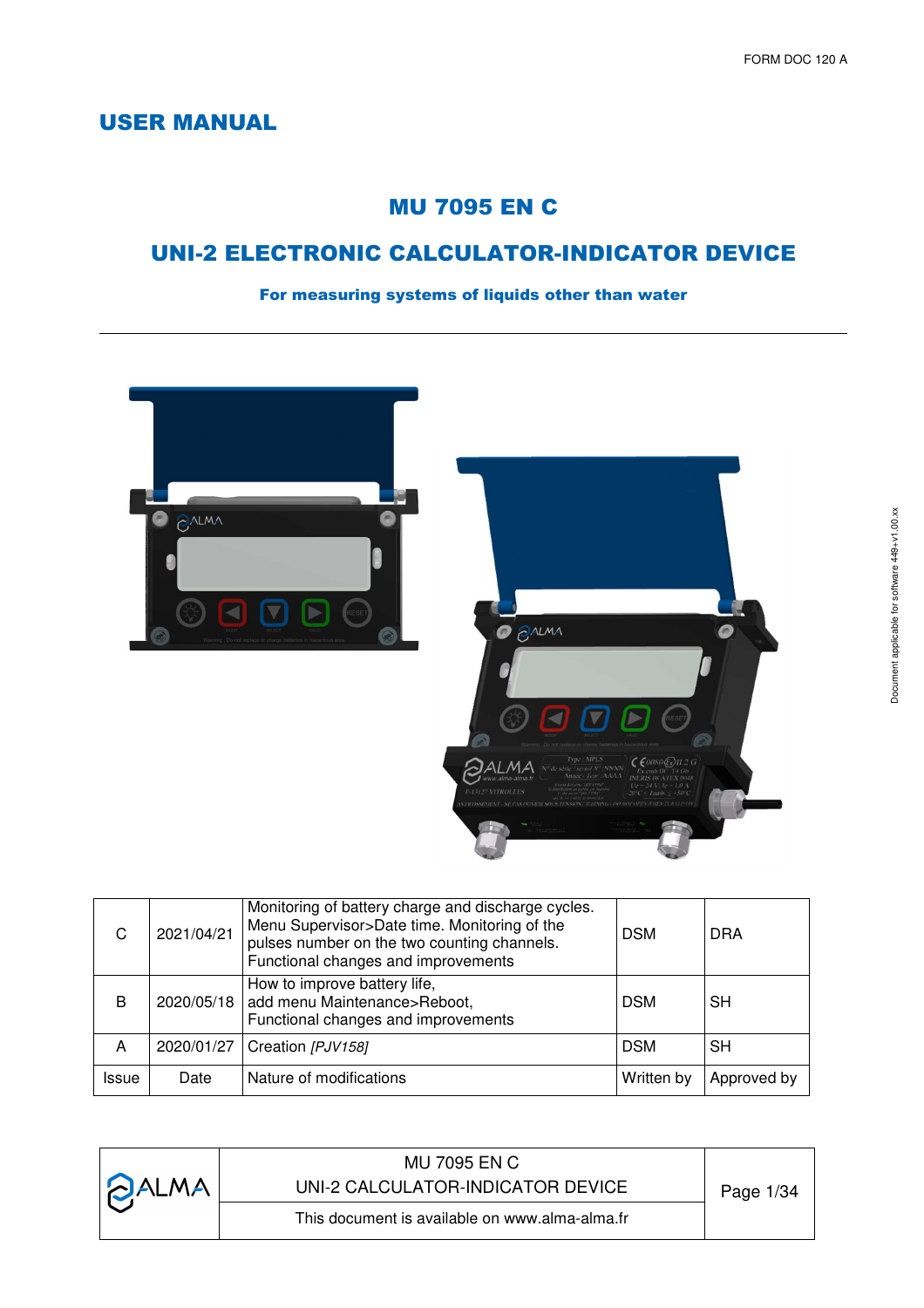FORM DOC 120 A

# USER MANUAL

## MU 7095 EN C

## UNI-2 ELECTRONIC CALCULATOR-INDICATOR DEVICE

**For measuring systems of liquids other than water**

Document applicable for software 449+v1.00.xx

| | | | | |
|---|---|---|---|---|
| C | 2021/04/21 | Monitoring of battery charge and discharge cycles. Menu Supervisor>Date time. Monitoring of the pulses number on the two counting channels. Functional changes and improvements | DSM | DRA |
| B | 2020/05/18 | How to improve battery life, add menu Maintenance>Reboot, Functional changes and improvements | DSM | SH |
| A | 2020/01/27 | Creation *[PJV158]* | DSM | SH |
| Issue | Date | Nature of modifications | Written by | Approved by |

| | | |
|---|---|---|
| ALMA | MU 7095 EN C<br>UNI-2 CALCULATOR-INDICATOR DEVICE | Page 1/34 |
| | This document is available on www.alma-alma.fr | |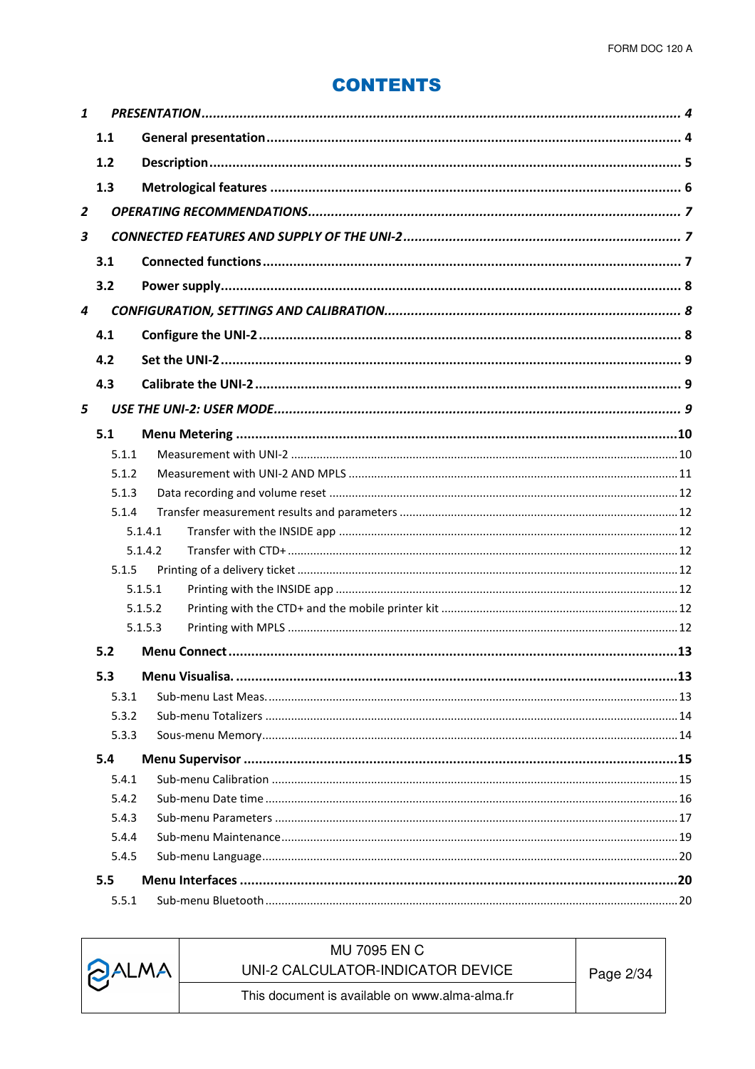# CONTENTS

**_1 PRESENTATION ..... 4_**

**1.1 General presentation ..... 4**

**1.2 Description ..... 5**

**1.3 Metrological features ..... 6**

**_2 OPERATING RECOMMENDATIONS ..... 7_**

**_3 CONNECTED FEATURES AND SUPPLY OF THE UNI-2 ..... 7_**

**3.1 Connected functions ..... 7**

**3.2 Power supply ..... 8**

**_4 CONFIGURATION, SETTINGS AND CALIBRATION ..... 8_**

**4.1 Configure the UNI-2 ..... 8**

**4.2 Set the UNI-2 ..... 9**

**4.3 Calibrate the UNI-2 ..... 9**

**_5 USE THE UNI-2: USER MODE ..... 9_**

**5.1 Menu Metering ..... 10**

5.1.1 Measurement with UNI-2 ..... 10

5.1.2 Measurement with UNI-2 AND MPLS ..... 11

5.1.3 Data recording and volume reset ..... 12

5.1.4 Transfer measurement results and parameters ..... 12

5.1.4.1 Transfer with the INSIDE app ..... 12

5.1.4.2 Transfer with CTD+ ..... 12

5.1.5 Printing of a delivery ticket ..... 12

5.1.5.1 Printing with the INSIDE app ..... 12

5.1.5.2 Printing with the CTD+ and the mobile printer kit ..... 12

5.1.5.3 Printing with MPLS ..... 12

**5.2 Menu Connect ..... 13**

**5.3 Menu Visualisa. ..... 13**

5.3.1 Sub-menu Last Meas. ..... 13

5.3.2 Sub-menu Totalizers ..... 14

5.3.3 Sous-menu Memory ..... 14

**5.4 Menu Supervisor ..... 15**

5.4.1 Sub-menu Calibration ..... 15

5.4.2 Sub-menu Date time ..... 16

5.4.3 Sub-menu Parameters ..... 17

5.4.4 Sub-menu Maintenance ..... 19

5.4.5 Sub-menu Language ..... 20

**5.5 Menu Interfaces ..... 20**

5.5.1 Sub-menu Bluetooth ..... 20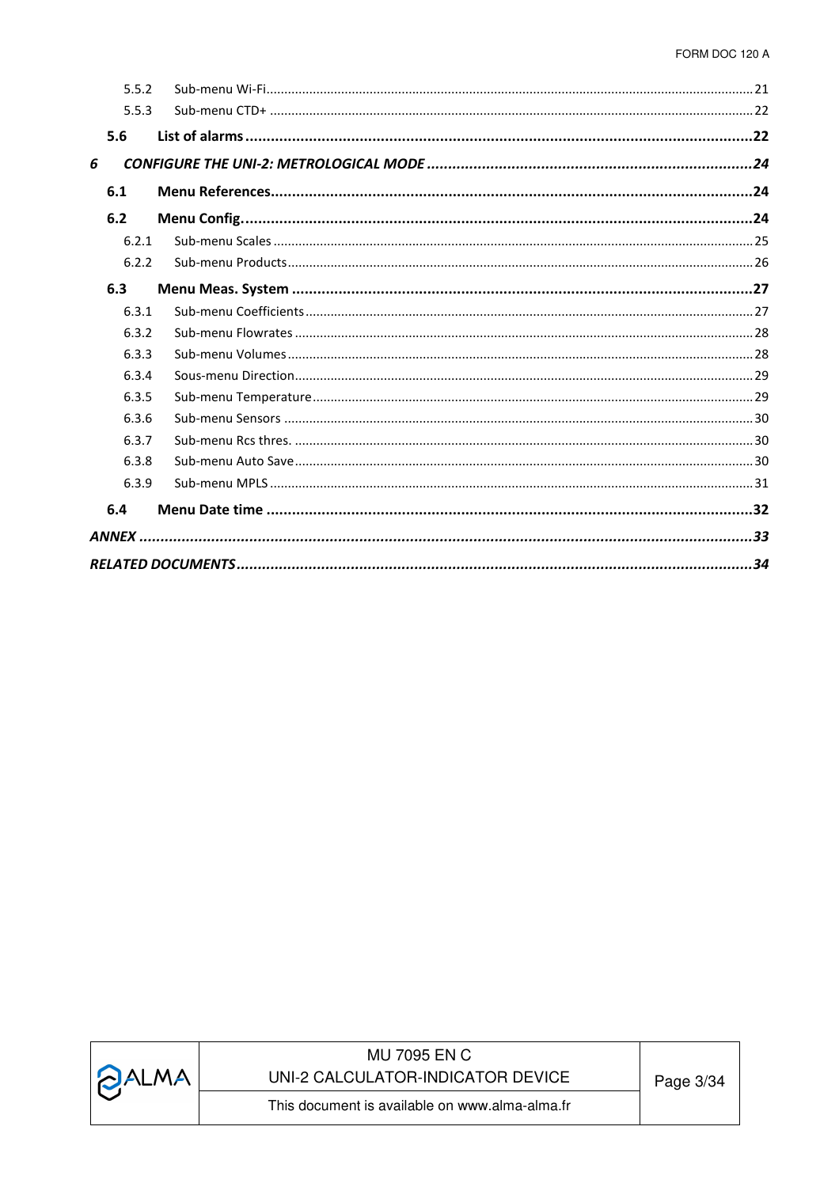5.5.2 Sub-menu Wi-Fi....................................................................................................................21
5.5.3 Sub-menu CTD+ ...................................................................................................................22

**5.6 List of alarms ......................................................................................................................22**

***6 CONFIGURE THE UNI-2: METROLOGICAL MODE ..........................................................................24***

**6.1 Menu References..................................................................................................................24**

**6.2 Menu Config.........................................................................................................................24**

6.2.1 Sub-menu Scales ..................................................................................................................25
6.2.2 Sub-menu Products................................................................................................................26

**6.3 Menu Meas. System .............................................................................................................27**

6.3.1 Sub-menu Coefficients...........................................................................................................27
6.3.2 Sub-menu Flowrates .............................................................................................................28
6.3.3 Sub-menu Volumes................................................................................................................28
6.3.4 Sous-menu Direction..............................................................................................................29
6.3.5 Sub-menu Temperature..........................................................................................................29
6.3.6 Sub-menu Sensors .................................................................................................................30
6.3.7 Sub-menu Rcs thres. ..............................................................................................................30
6.3.8 Sub-menu Auto Save..............................................................................................................30
6.3.9 Sub-menu MPLS ....................................................................................................................31

**6.4 Menu Date time ...................................................................................................................32**

***ANNEX ..................................................................................................................................33***

***RELATED DOCUMENTS.........................................................................................................34***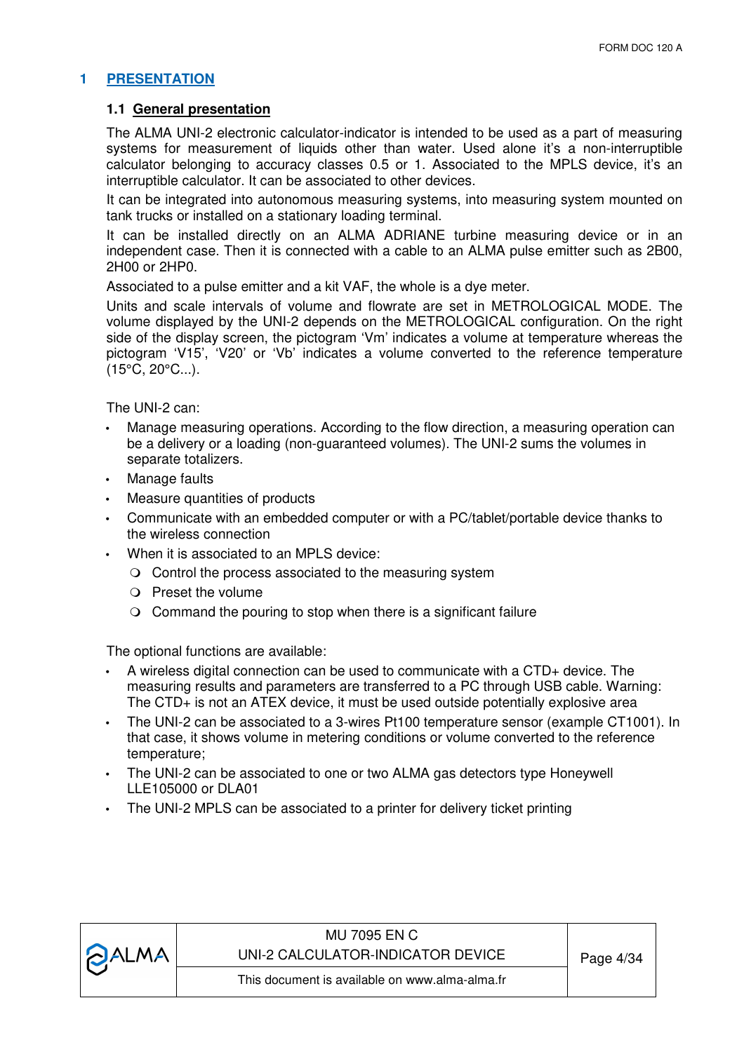# 1 PRESENTATION

## 1.1 General presentation

The ALMA UNI-2 electronic calculator-indicator is intended to be used as a part of measuring systems for measurement of liquids other than water. Used alone it's a non-interruptible calculator belonging to accuracy classes 0.5 or 1. Associated to the MPLS device, it's an interruptible calculator. It can be associated to other devices.

It can be integrated into autonomous measuring systems, into measuring system mounted on tank trucks or installed on a stationary loading terminal.

It can be installed directly on an ALMA ADRIANE turbine measuring device or in an independent case. Then it is connected with a cable to an ALMA pulse emitter such as 2B00, 2H00 or 2HP0.

Associated to a pulse emitter and a kit VAF, the whole is a dye meter.

Units and scale intervals of volume and flowrate are set in METROLOGICAL MODE. The volume displayed by the UNI-2 depends on the METROLOGICAL configuration. On the right side of the display screen, the pictogram 'Vm' indicates a volume at temperature whereas the pictogram 'V15', 'V20' or 'Vb' indicates a volume converted to the reference temperature (15°C, 20°C...).

The UNI-2 can:

- Manage measuring operations. According to the flow direction, a measuring operation can be a delivery or a loading (non-guaranteed volumes). The UNI-2 sums the volumes in separate totalizers.
- Manage faults
- Measure quantities of products
- Communicate with an embedded computer or with a PC/tablet/portable device thanks to the wireless connection
- When it is associated to an MPLS device:
  - Control the process associated to the measuring system
  - Preset the volume
  - Command the pouring to stop when there is a significant failure

The optional functions are available:

- A wireless digital connection can be used to communicate with a CTD+ device. The measuring results and parameters are transferred to a PC through USB cable. Warning: The CTD+ is not an ATEX device, it must be used outside potentially explosive area
- The UNI-2 can be associated to a 3-wires Pt100 temperature sensor (example CT1001). In that case, it shows volume in metering conditions or volume converted to the reference temperature;
- The UNI-2 can be associated to one or two ALMA gas detectors type Honeywell LLE105000 or DLA01
- The UNI-2 MPLS can be associated to a printer for delivery ticket printing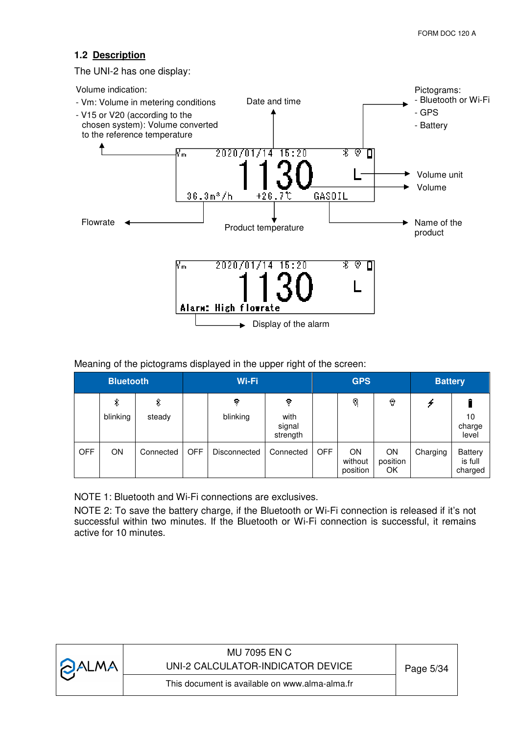## 1.2 Description

The UNI-2 has one display:

Volume indication:

- Vm: Volume in metering conditions
- V15 or V20 (according to the chosen system): Volume converted to the reference temperature

Date and time

Pictograms:
- Bluetooth or Wi-Fi
- GPS
- Battery

Vm 2020/01/14 15:20

1130 L

36.3m³/h +26.7℃ GASOIL

Volume unit

Volume

Flowrate

Product temperature

Name of the product

Vm 2020/01/14 15:20

1130 L

Alarm: High flowrate

Display of the alarm

Meaning of the pictograms displayed in the upper right of the screen:

| Bluetooth | | | Wi-Fi | | | GPS | | | Battery | |
|---|---|---|---|---|---|---|---|---|---|---|
| | blinking | steady | | blinking | with signal strength | | | | | 10 charge level |
| OFF | ON | Connected | OFF | Disconnected | Connected | OFF | ON without position | ON position OK | Charging | Battery is full charged |

NOTE 1: Bluetooth and Wi-Fi connections are exclusives.

NOTE 2: To save the battery charge, if the Bluetooth or Wi-Fi connection is released if it's not successful within two minutes. If the Bluetooth or Wi-Fi connection is successful, it remains active for 10 minutes.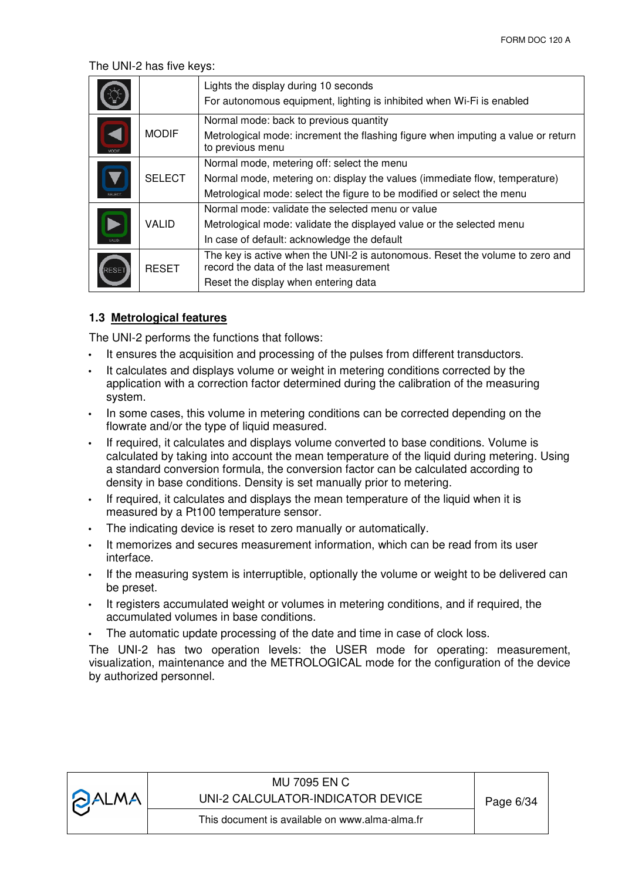The UNI-2 has five keys:

| | | |
|---|---|---|
| | | Lights the display during 10 seconds<br>For autonomous equipment, lighting is inhibited when Wi-Fi is enabled |
| | MODIF | Normal mode: back to previous quantity<br>Metrological mode: increment the flashing figure when imputing a value or return to previous menu |
| | SELECT | Normal mode, metering off: select the menu<br>Normal mode, metering on: display the values (immediate flow, temperature)<br>Metrological mode: select the figure to be modified or select the menu |
| | VALID | Normal mode: validate the selected menu or value<br>Metrological mode: validate the displayed value or the selected menu<br>In case of default: acknowledge the default |
| | RESET | The key is active when the UNI-2 is autonomous. Reset the volume to zero and record the data of the last measurement<br>Reset the display when entering data |

### 1.3 Metrological features

The UNI-2 performs the functions that follows:

- It ensures the acquisition and processing of the pulses from different transductors.
- It calculates and displays volume or weight in metering conditions corrected by the application with a correction factor determined during the calibration of the measuring system.
- In some cases, this volume in metering conditions can be corrected depending on the flowrate and/or the type of liquid measured.
- If required, it calculates and displays volume converted to base conditions. Volume is calculated by taking into account the mean temperature of the liquid during metering. Using a standard conversion formula, the conversion factor can be calculated according to density in base conditions. Density is set manually prior to metering.
- If required, it calculates and displays the mean temperature of the liquid when it is measured by a Pt100 temperature sensor.
- The indicating device is reset to zero manually or automatically.
- It memorizes and secures measurement information, which can be read from its user interface.
- If the measuring system is interruptible, optionally the volume or weight to be delivered can be preset.
- It registers accumulated weight or volumes in metering conditions, and if required, the accumulated volumes in base conditions.
- The automatic update processing of the date and time in case of clock loss.

The UNI-2 has two operation levels: the USER mode for operating: measurement, visualization, maintenance and the METROLOGICAL mode for the configuration of the device by authorized personnel.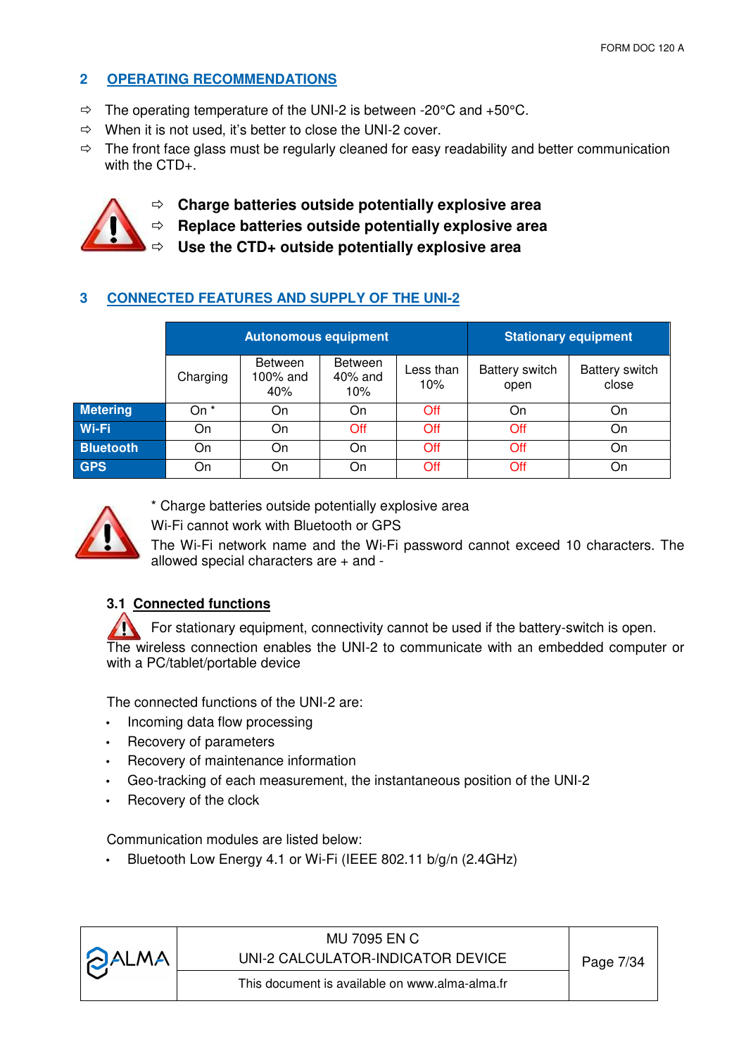## 2 OPERATING RECOMMENDATIONS

⇨ The operating temperature of the UNI-2 is between -20°C and +50°C.

⇨ When it is not used, it's better to close the UNI-2 cover.

⇨ The front face glass must be regularly cleaned for easy readability and better communication with the CTD+.

⇨ **Charge batteries outside potentially explosive area**

⇨ **Replace batteries outside potentially explosive area**

⇨ **Use the CTD+ outside potentially explosive area**

## 3 CONNECTED FEATURES AND SUPPLY OF THE UNI-2

| | Autonomous equipment | | | | Stationary equipment | |
|---|---|---|---|---|---|---|
| | Charging | Between 100% and 40% | Between 40% and 10% | Less than 10% | Battery switch open | Battery switch close |
| **Metering** | On * | On | On | Off | On | On |
| **Wi-Fi** | On | On | Off | Off | Off | On |
| **Bluetooth** | On | On | On | Off | Off | On |
| **GPS** | On | On | On | Off | Off | On |

\* Charge batteries outside potentially explosive area

Wi-Fi cannot work with Bluetooth or GPS

The Wi-Fi network name and the Wi-Fi password cannot exceed 10 characters. The allowed special characters are + and -

### 3.1 Connected functions

For stationary equipment, connectivity cannot be used if the battery-switch is open.

The wireless connection enables the UNI-2 to communicate with an embedded computer or with a PC/tablet/portable device

The connected functions of the UNI-2 are:

- Incoming data flow processing
- Recovery of parameters
- Recovery of maintenance information
- Geo-tracking of each measurement, the instantaneous position of the UNI-2
- Recovery of the clock

Communication modules are listed below:

- Bluetooth Low Energy 4.1 or Wi-Fi (IEEE 802.11 b/g/n (2.4GHz)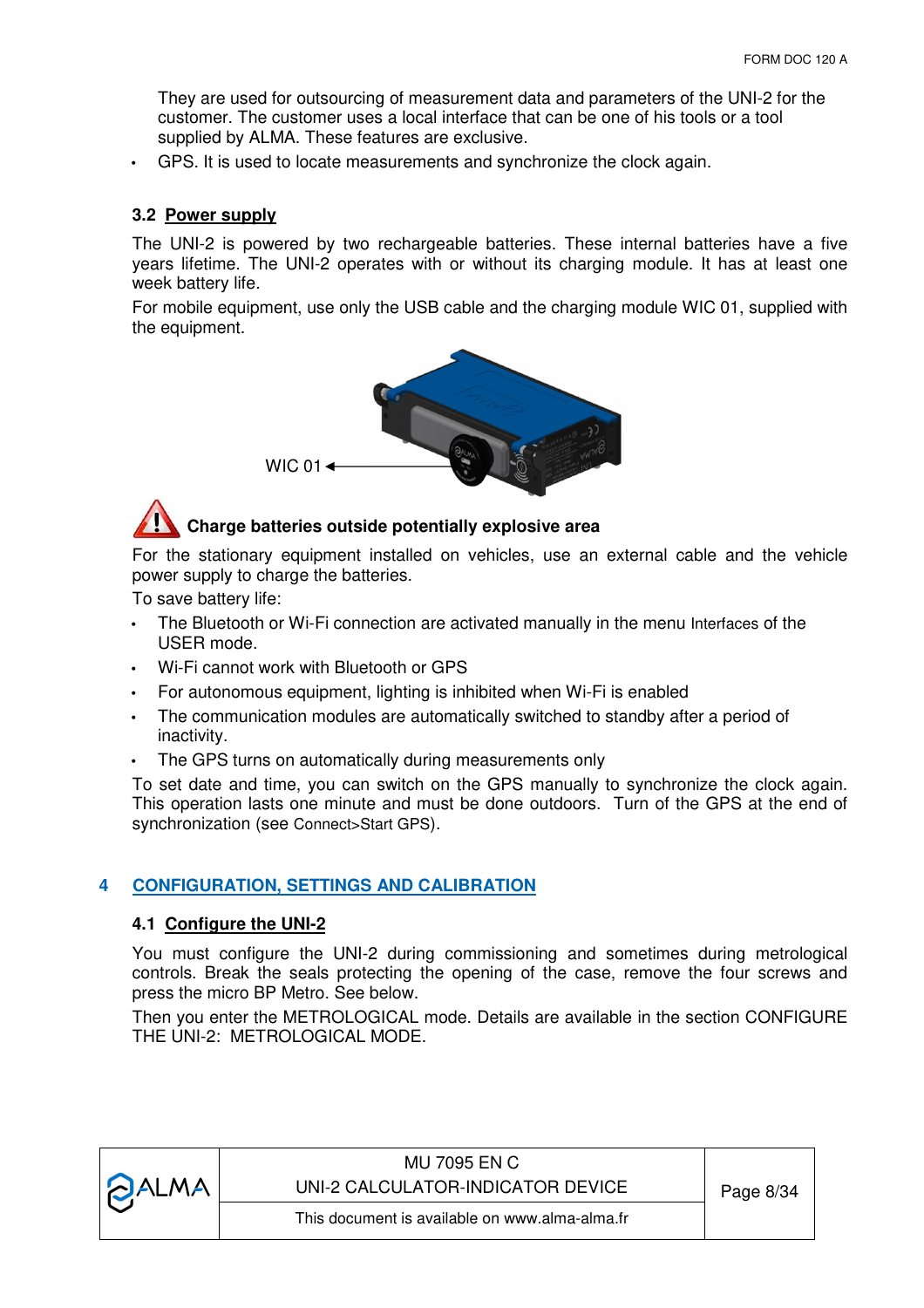They are used for outsourcing of measurement data and parameters of the UNI-2 for the customer. The customer uses a local interface that can be one of his tools or a tool supplied by ALMA. These features are exclusive.

- GPS. It is used to locate measurements and synchronize the clock again.

### 3.2 Power supply

The UNI-2 is powered by two rechargeable batteries. These internal batteries have a five years lifetime. The UNI-2 operates with or without its charging module. It has at least one week battery life.

For mobile equipment, use only the USB cable and the charging module WIC 01, supplied with the equipment.

WIC 01

**Charge batteries outside potentially explosive area**

For the stationary equipment installed on vehicles, use an external cable and the vehicle power supply to charge the batteries.

To save battery life:

- The Bluetooth or Wi-Fi connection are activated manually in the menu Interfaces of the USER mode.
- Wi-Fi cannot work with Bluetooth or GPS
- For autonomous equipment, lighting is inhibited when Wi-Fi is enabled
- The communication modules are automatically switched to standby after a period of inactivity.
- The GPS turns on automatically during measurements only

To set date and time, you can switch on the GPS manually to synchronize the clock again. This operation lasts one minute and must be done outdoors. Turn of the GPS at the end of synchronization (see Connect>Start GPS).

## 4 CONFIGURATION, SETTINGS AND CALIBRATION

### 4.1 Configure the UNI-2

You must configure the UNI-2 during commissioning and sometimes during metrological controls. Break the seals protecting the opening of the case, remove the four screws and press the micro BP Metro. See below.

Then you enter the METROLOGICAL mode. Details are available in the section CONFIGURE THE UNI-2: METROLOGICAL MODE.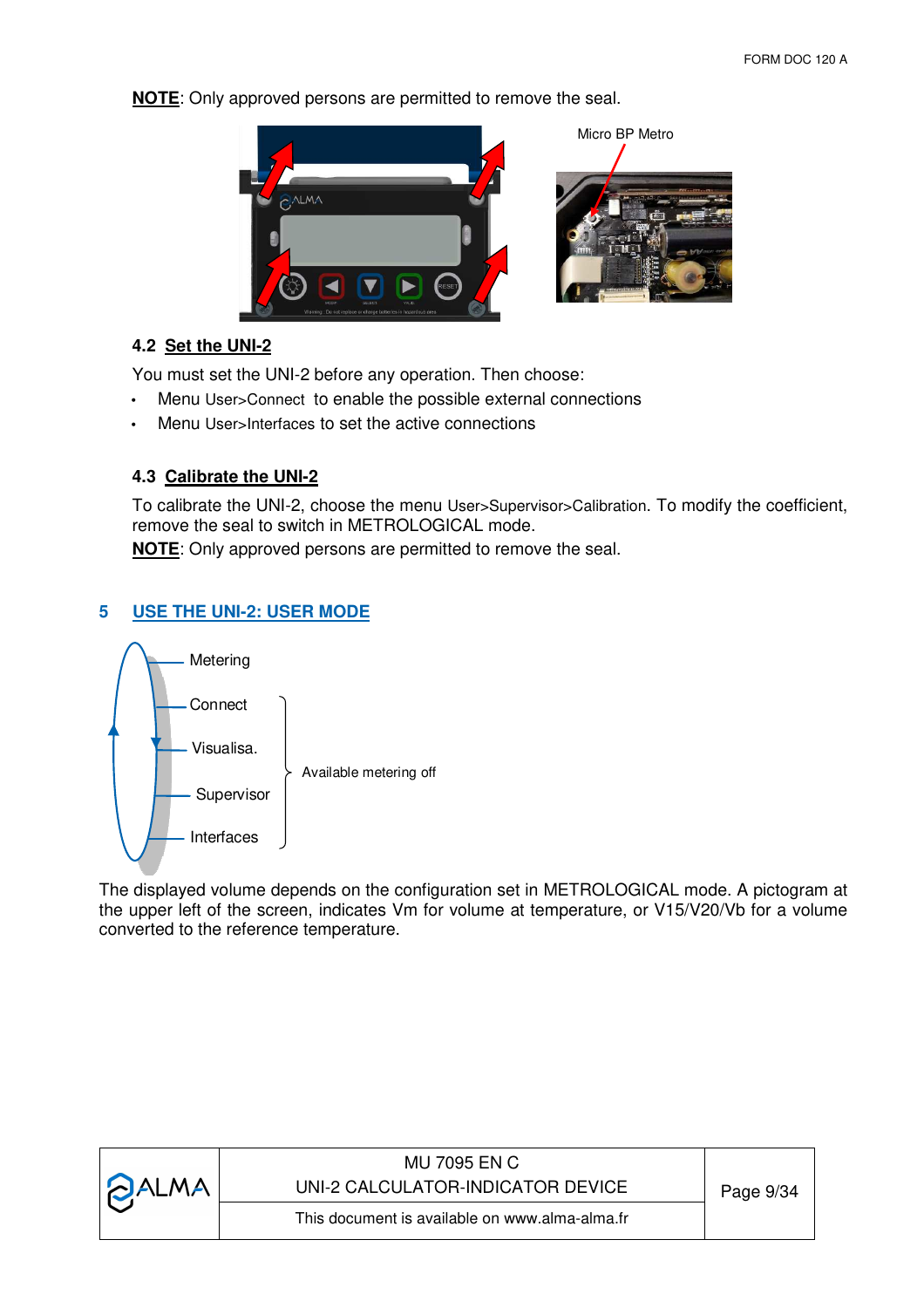**NOTE**: Only approved persons are permitted to remove the seal.

Micro BP Metro

### 4.2 Set the UNI-2

You must set the UNI-2 before any operation. Then choose:

- Menu User>Connect to enable the possible external connections
- Menu User>Interfaces to set the active connections

### 4.3 Calibrate the UNI-2

To calibrate the UNI-2, choose the menu User>Supervisor>Calibration. To modify the coefficient, remove the seal to switch in METROLOGICAL mode.

**NOTE**: Only approved persons are permitted to remove the seal.

## 5 USE THE UNI-2: USER MODE

Metering

Connect

Visualisa.

Supervisor

Interfaces

Available metering off

The displayed volume depends on the configuration set in METROLOGICAL mode. A pictogram at the upper left of the screen, indicates Vm for volume at temperature, or V15/V20/Vb for a volume converted to the reference temperature.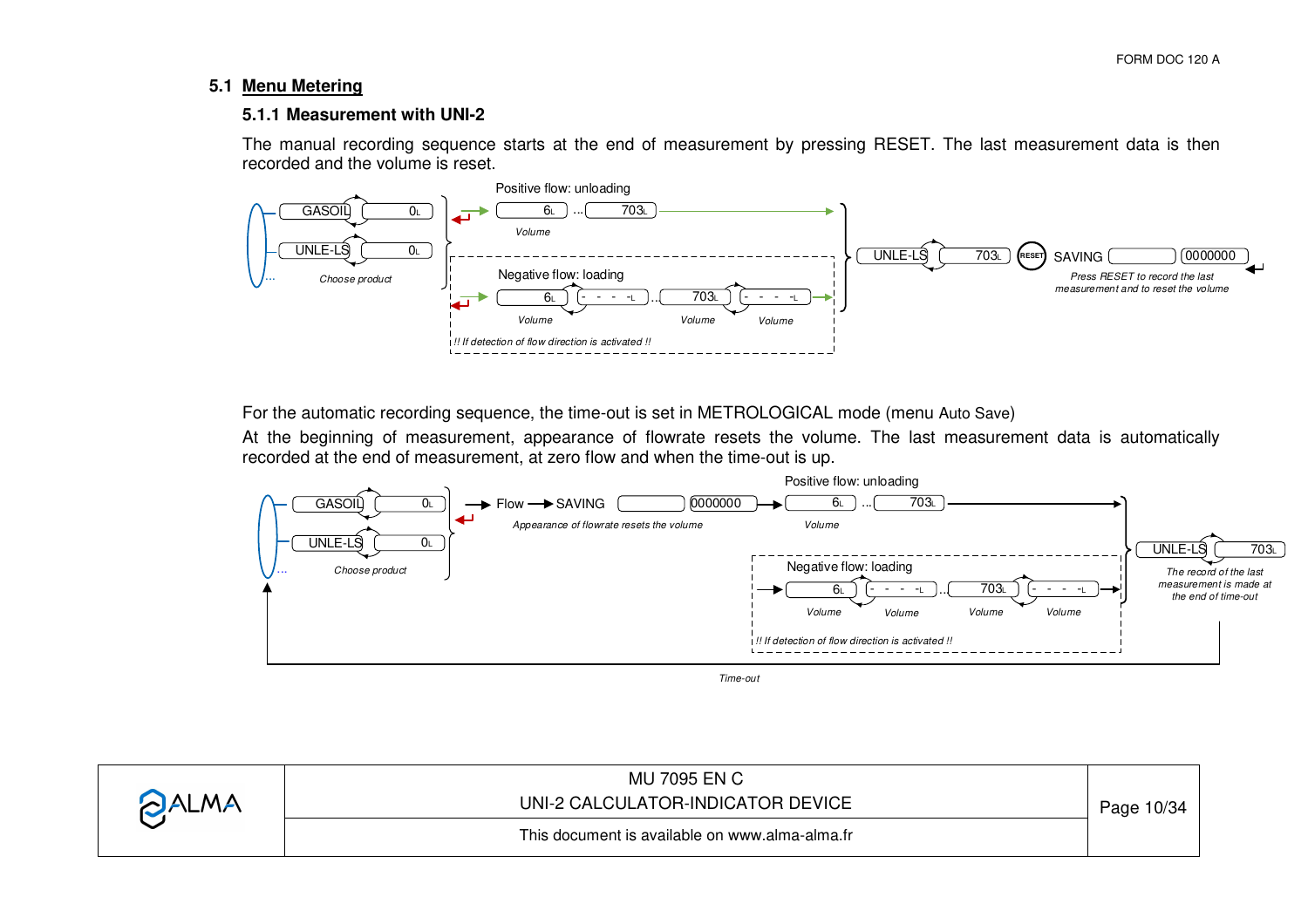## 5.1 Menu Metering

### 5.1.1 Measurement with UNI-2

The manual recording sequence starts at the end of measurement by pressing RESET. The last measurement data is then recorded and the volume is reset.

GASOIL 0L
UNLE-LS 0L
...
Choose product

Positive flow: unloading
6L ... 703L
Volume

Negative flow: loading
6L - - - -L ... 703L - - - -L
Volume Volume Volume
!! If detection of flow direction is activated !!

UNLE-LS 703L RESET SAVING 0000000
Press RESET to record the last measurement and to reset the volume

For the automatic recording sequence, the time-out is set in METROLOGICAL mode (menu Auto Save)

At the beginning of measurement, appearance of flowrate resets the volume. The last measurement data is automatically recorded at the end of measurement, at zero flow and when the time-out is up.

GASOIL 0L
UNLE-LS 0L
...
Choose product

Flow SAVING 0000000
Appearance of flowrate resets the volume

Positive flow: unloading
6L ... 703L
Volume

Negative flow: loading
6L - - - -L ... 703L - - - -L
Volume Volume Volume Volume
!! If detection of flow direction is activated !!

UNLE-LS 703L
The record of the last measurement is made at the end of time-out

Time-out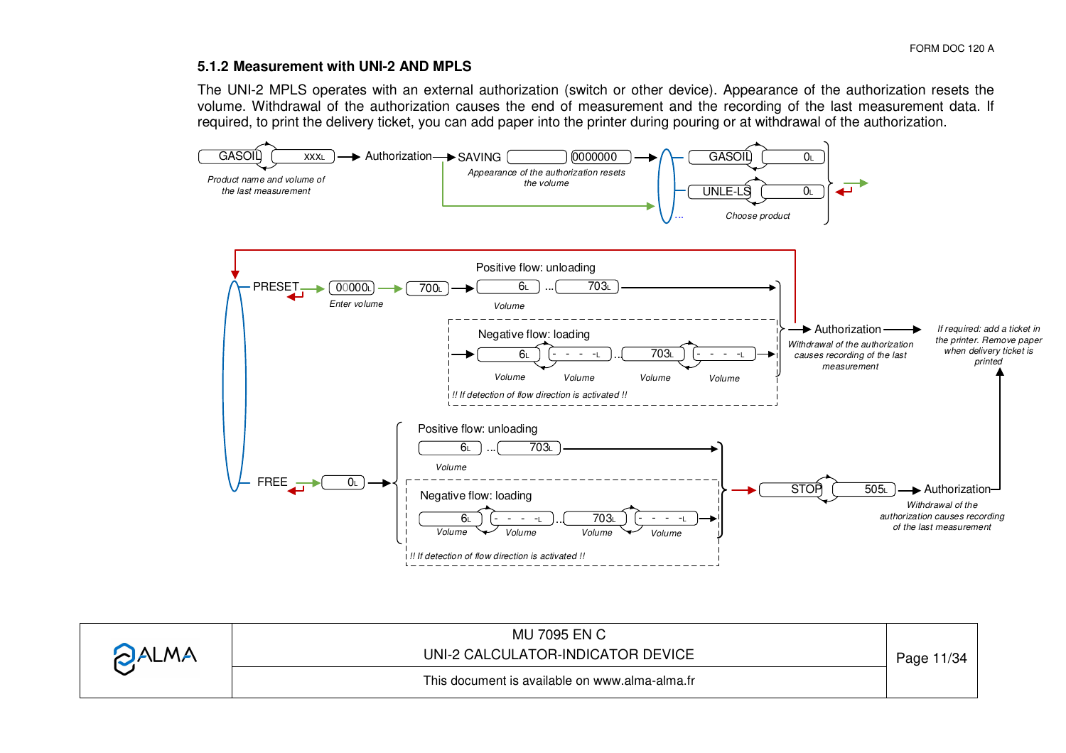### 5.1.2 Measurement with UNI-2 AND MPLS

The UNI-2 MPLS operates with an external authorization (switch or other device). Appearance of the authorization resets the volume. Withdrawal of the authorization causes the end of measurement and the recording of the last measurement data. If required, to print the delivery ticket, you can add paper into the printer during pouring or at withdrawal of the authorization.

GASOIL xxxL → Authorization → SAVING 0000000

*Product name and volume of the last measurement*

*Appearance of the authorization resets the volume*

GASOIL 0L

UNLE-LS 0L

...

*Choose product*

PRESET → 00000L → 700L

*Enter volume*

Positive flow: unloading

6L ... 703L

*Volume*

Negative flow: loading

6L - - - -L ... 703L - - - -L

*Volume* *Volume* *Volume* *Volume*

*!! If detection of flow direction is activated !!*

Authorization

*Withdrawal of the authorization causes recording of the last measurement*

*If required: add a ticket in the printer. Remove paper when delivery ticket is printed*

FREE → 0L

Positive flow: unloading

6L ... 703L

*Volume*

Negative flow: loading

6L - - - -L ... 703L - - - -L

*Volume* *Volume* *Volume* *Volume*

*!! If detection of flow direction is activated !!*

STOP 505L → Authorization

*Withdrawal of the authorization causes recording of the last measurement*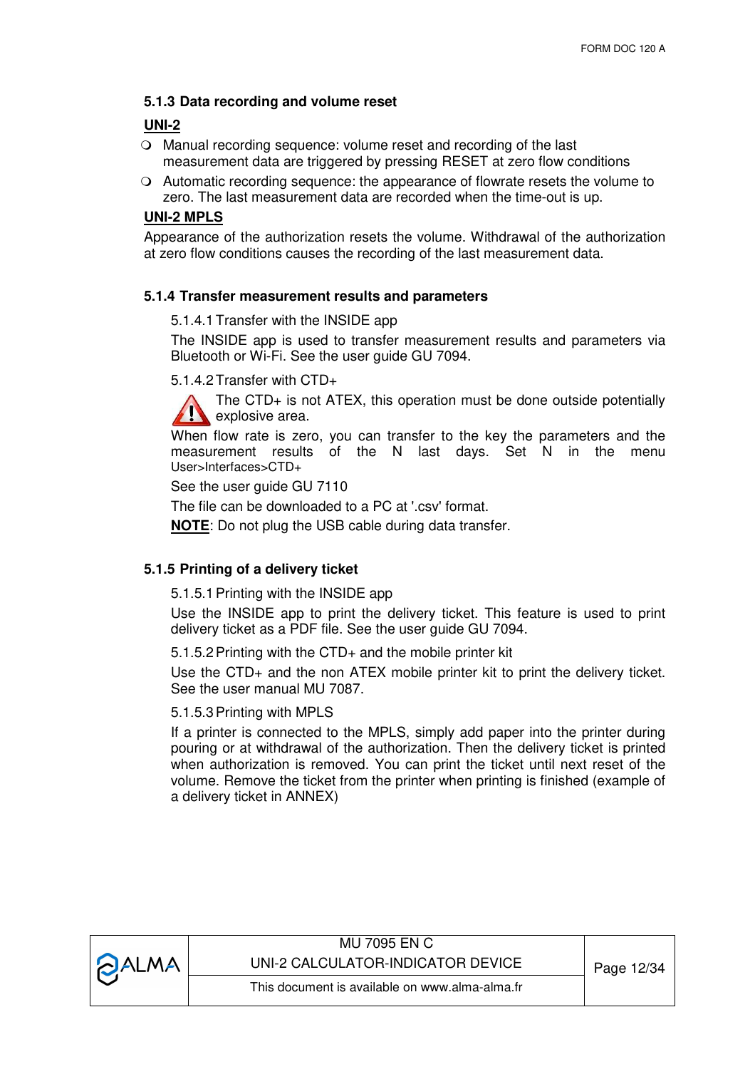### 5.1.3 Data recording and volume reset

**UNI-2**

- Manual recording sequence: volume reset and recording of the last measurement data are triggered by pressing RESET at zero flow conditions
- Automatic recording sequence: the appearance of flowrate resets the volume to zero. The last measurement data are recorded when the time-out is up.

**UNI-2 MPLS**

Appearance of the authorization resets the volume. Withdrawal of the authorization at zero flow conditions causes the recording of the last measurement data.

### 5.1.4 Transfer measurement results and parameters

#### 5.1.4.1 Transfer with the INSIDE app

The INSIDE app is used to transfer measurement results and parameters via Bluetooth or Wi-Fi. See the user guide GU 7094.

#### 5.1.4.2 Transfer with CTD+

⚠ The CTD+ is not ATEX, this operation must be done outside potentially explosive area.

When flow rate is zero, you can transfer to the key the parameters and the measurement results of the N last days. Set N in the menu User>Interfaces>CTD+

See the user guide GU 7110

The file can be downloaded to a PC at '.csv' format.

**NOTE**: Do not plug the USB cable during data transfer.

### 5.1.5 Printing of a delivery ticket

#### 5.1.5.1 Printing with the INSIDE app

Use the INSIDE app to print the delivery ticket. This feature is used to print delivery ticket as a PDF file. See the user guide GU 7094.

#### 5.1.5.2 Printing with the CTD+ and the mobile printer kit

Use the CTD+ and the non ATEX mobile printer kit to print the delivery ticket. See the user manual MU 7087.

#### 5.1.5.3 Printing with MPLS

If a printer is connected to the MPLS, simply add paper into the printer during pouring or at withdrawal of the authorization. Then the delivery ticket is printed when authorization is removed. You can print the ticket until next reset of the volume. Remove the ticket from the printer when printing is finished (example of a delivery ticket in ANNEX)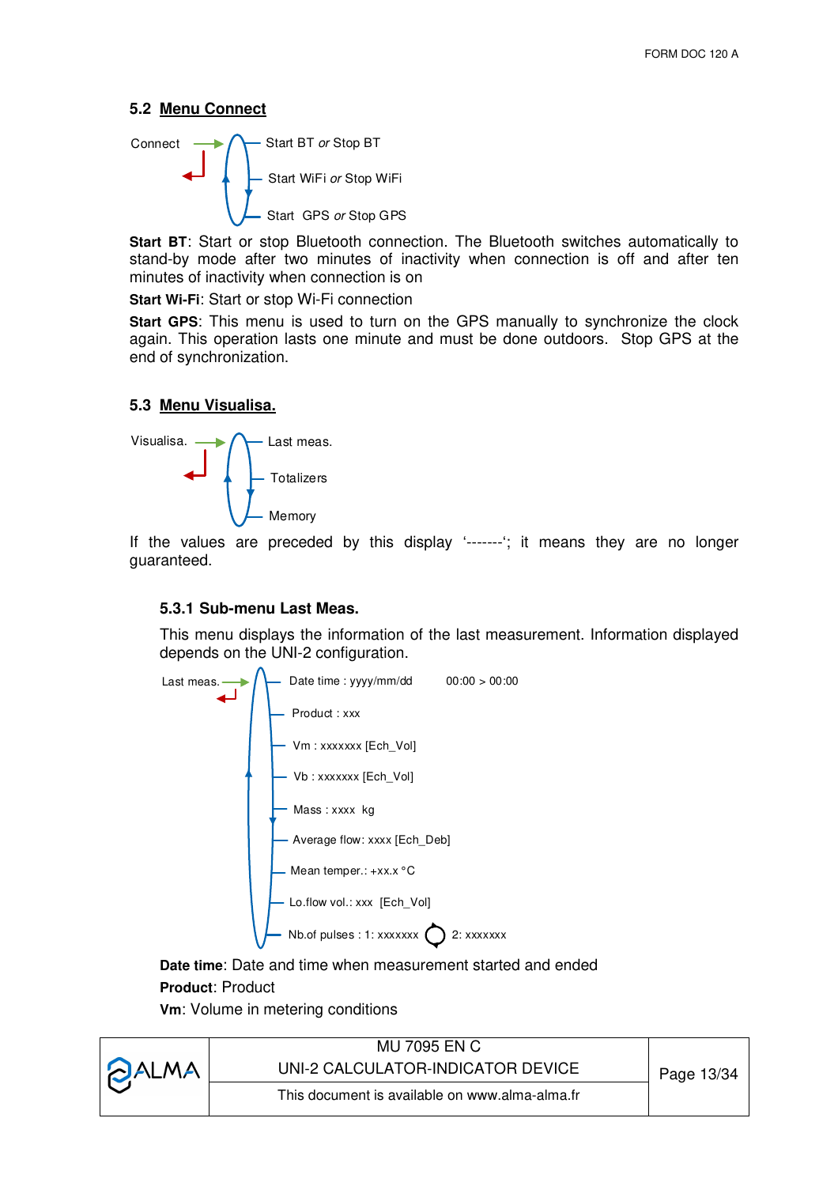## 5.2 Menu Connect

Connect

Start BT *or* Stop BT

Start WiFi *or* Stop WiFi

Start GPS *or* Stop GPS

**Start BT**: Start or stop Bluetooth connection. The Bluetooth switches automatically to stand-by mode after two minutes of inactivity when connection is off and after ten minutes of inactivity when connection is on

**Start Wi-Fi**: Start or stop Wi-Fi connection

**Start GPS**: This menu is used to turn on the GPS manually to synchronize the clock again. This operation lasts one minute and must be done outdoors. Stop GPS at the end of synchronization.

## 5.3 Menu Visualisa.

Visualisa.

Last meas.

Totalizers

Memory

If the values are preceded by this display '-------'; it means they are no longer guaranteed.

### 5.3.1 Sub-menu Last Meas.

This menu displays the information of the last measurement. Information displayed depends on the UNI-2 configuration.

Last meas.

Date time : yyyy/mm/dd 00:00 > 00:00

Product : xxx

Vm : xxxxxxx [Ech_Vol]

Vb : xxxxxxx [Ech_Vol]

Mass : xxxx kg

Average flow: xxxx [Ech_Deb]

Mean temper.: +xx.x °C

Lo.flow vol.: xxx [Ech_Vol]

Nb.of pulses : 1: xxxxxxx 2: xxxxxxx

**Date time**: Date and time when measurement started and ended

**Product**: Product

**Vm**: Volume in metering conditions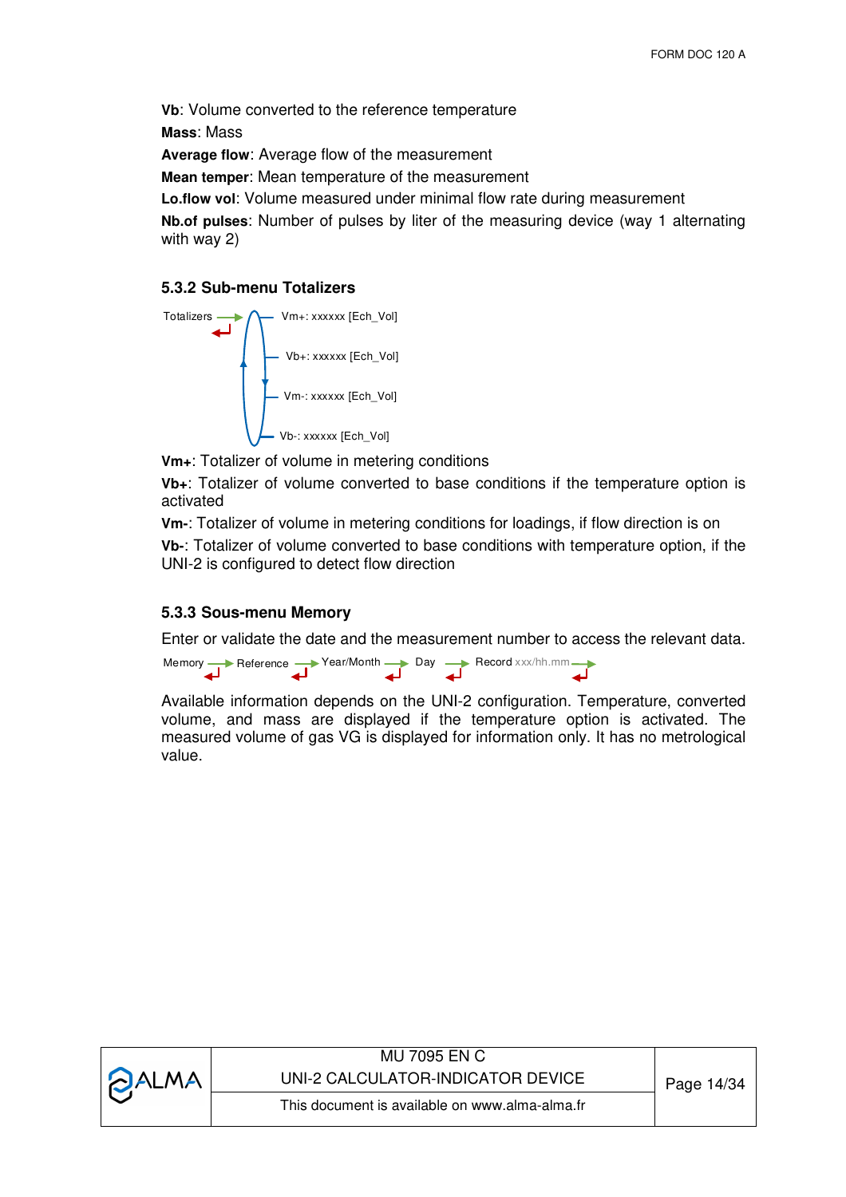**Vb**: Volume converted to the reference temperature

**Mass**: Mass

**Average flow**: Average flow of the measurement

**Mean temper**: Mean temperature of the measurement

**Lo.flow vol**: Volume measured under minimal flow rate during measurement

**Nb.of pulses**: Number of pulses by liter of the measuring device (way 1 alternating with way 2)

### 5.3.2 Sub-menu Totalizers

Totalizers

Vm+: xxxxxx [Ech_Vol]

Vb+: xxxxxx [Ech_Vol]

Vm-: xxxxxx [Ech_Vol]

Vb-: xxxxxx [Ech_Vol]

**Vm+**: Totalizer of volume in metering conditions

**Vb+**: Totalizer of volume converted to base conditions if the temperature option is activated

**Vm-**: Totalizer of volume in metering conditions for loadings, if flow direction is on

**Vb-**: Totalizer of volume converted to base conditions with temperature option, if the UNI-2 is configured to detect flow direction

### 5.3.3 Sous-menu Memory

Enter or validate the date and the measurement number to access the relevant data.

Memory → Reference → Year/Month → Day → Record xxx/hh.mm →

Available information depends on the UNI-2 configuration. Temperature, converted volume, and mass are displayed if the temperature option is activated. The measured volume of gas VG is displayed for information only. It has no metrological value.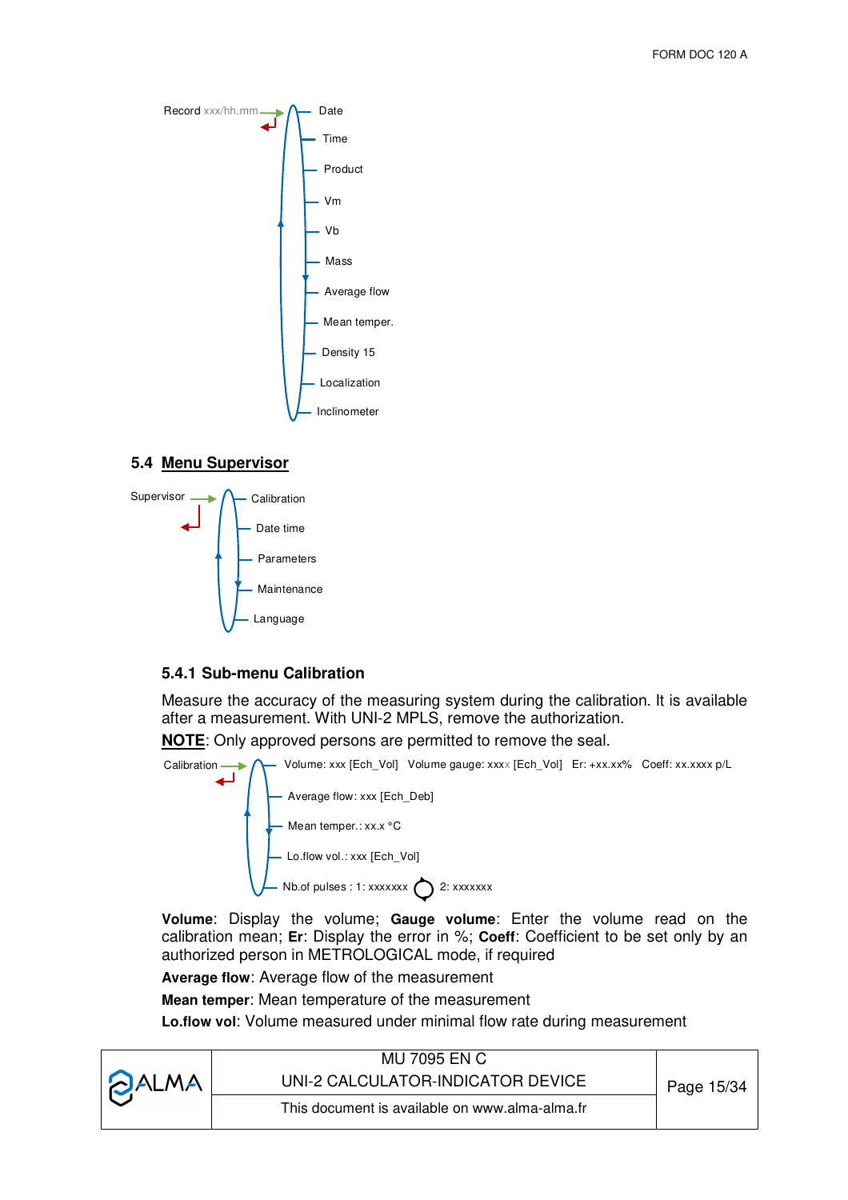Record xxx/hh.mm

- Date
- Time
- Product
- Vm
- Vb
- Mass
- Average flow
- Mean temper.
- Density 15
- Localization
- Inclinometer

## 5.4 Menu Supervisor

Supervisor

- Calibration
- Date time
- Parameters
- Maintenance
- Language

### 5.4.1 Sub-menu Calibration

Measure the accuracy of the measuring system during the calibration. It is available after a measurement. With UNI-2 MPLS, remove the authorization.

**NOTE**: Only approved persons are permitted to remove the seal.

Calibration

- Volume: xxx [Ech_Vol] Volume gauge: xxxx [Ech_Vol] Er: +xx.xx% Coeff: xx.xxxx p/L
- Average flow: xxx [Ech_Deb]
- Mean temper.: xx.x °C
- Lo.flow vol.: xxx [Ech_Vol]
- Nb.of pulses : 1: xxxxxxx 2: xxxxxxx

**Volume**: Display the volume; **Gauge volume**: Enter the volume read on the calibration mean; **Er**: Display the error in %; **Coeff**: Coefficient to be set only by an authorized person in METROLOGICAL mode, if required

**Average flow**: Average flow of the measurement

**Mean temper**: Mean temperature of the measurement

**Lo.flow vol**: Volume measured under minimal flow rate during measurement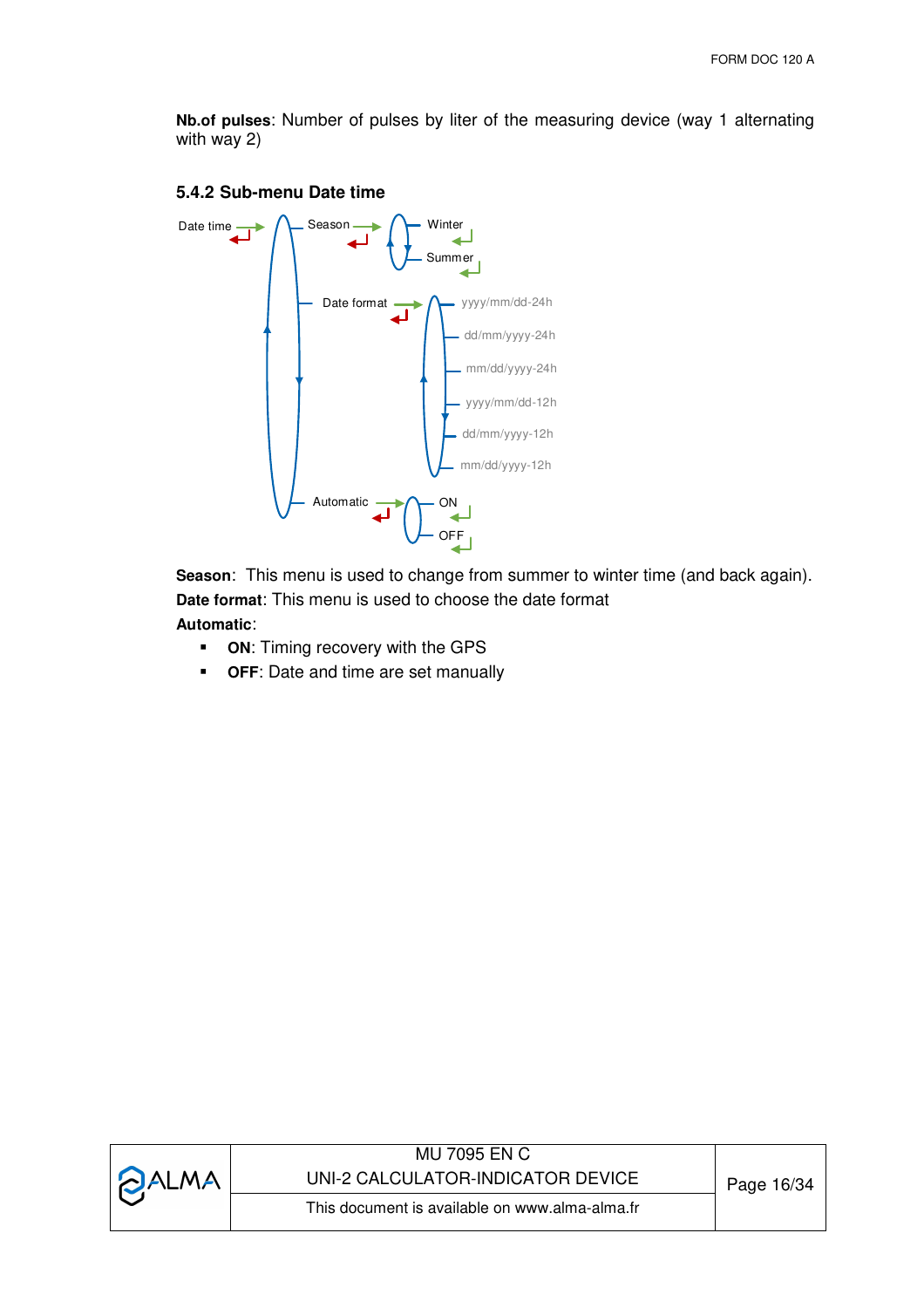**Nb.of pulses**: Number of pulses by liter of the measuring device (way 1 alternating with way 2)

### 5.4.2 Sub-menu Date time

Date time

Season

Winter

Summer

Date format

yyyy/mm/dd-24h

dd/mm/yyyy-24h

mm/dd/yyyy-24h

yyyy/mm/dd-12h

dd/mm/yyyy-12h

mm/dd/yyyy-12h

Automatic

ON

OFF

**Season**: This menu is used to change from summer to winter time (and back again).

**Date format**: This menu is used to choose the date format

**Automatic**:

- **ON**: Timing recovery with the GPS
- **OFF**: Date and time are set manually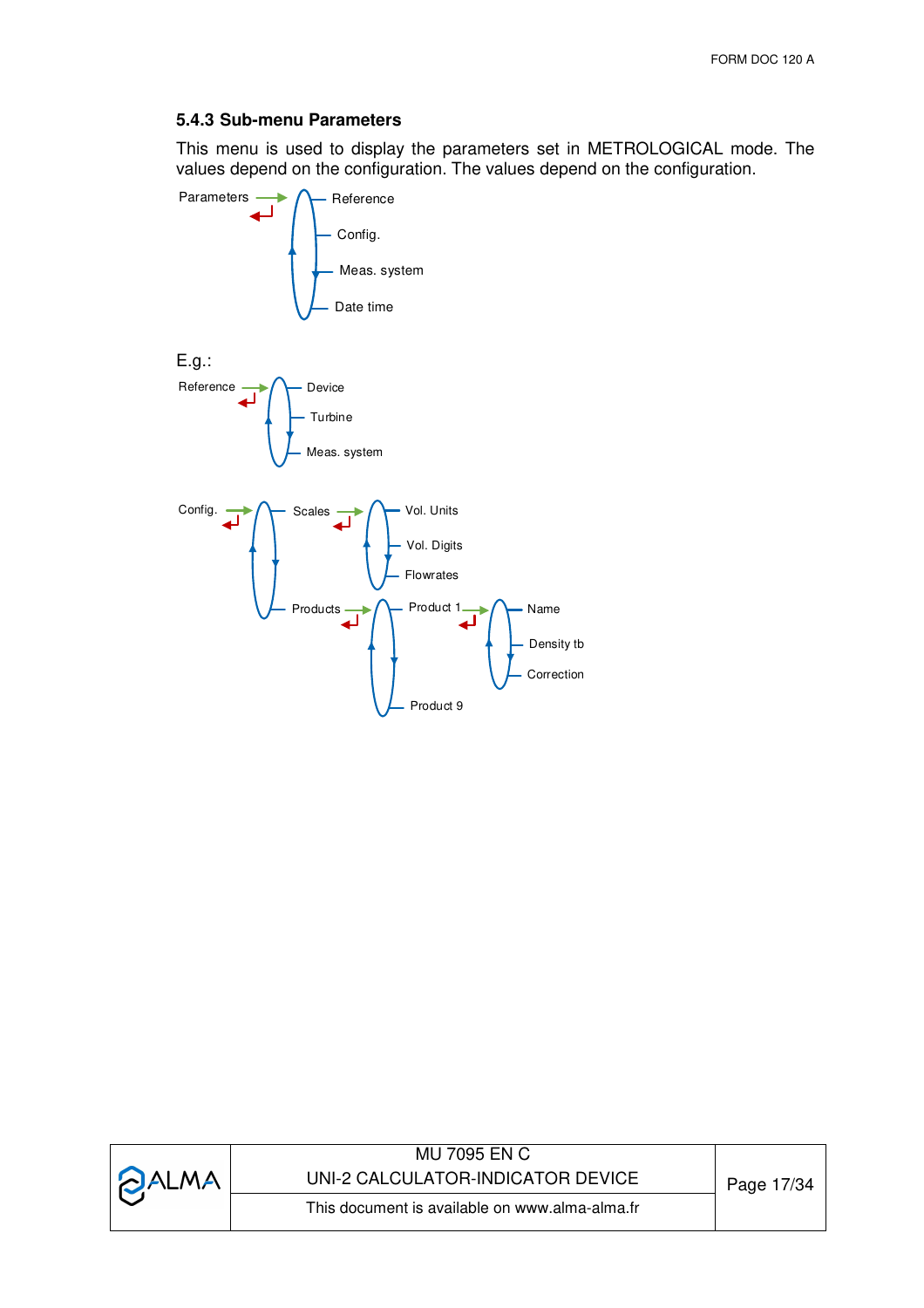### 5.4.3 Sub-menu Parameters

This menu is used to display the parameters set in METROLOGICAL mode. The values depend on the configuration. The values depend on the configuration.

Parameters

Reference

Config.

Meas. system

Date time

E.g.:

Reference

Device

Turbine

Meas. system

Config.

Scales

Vol. Units

Vol. Digits

Flowrates

Products

Product 1

Name

Density tb

Correction

Product 9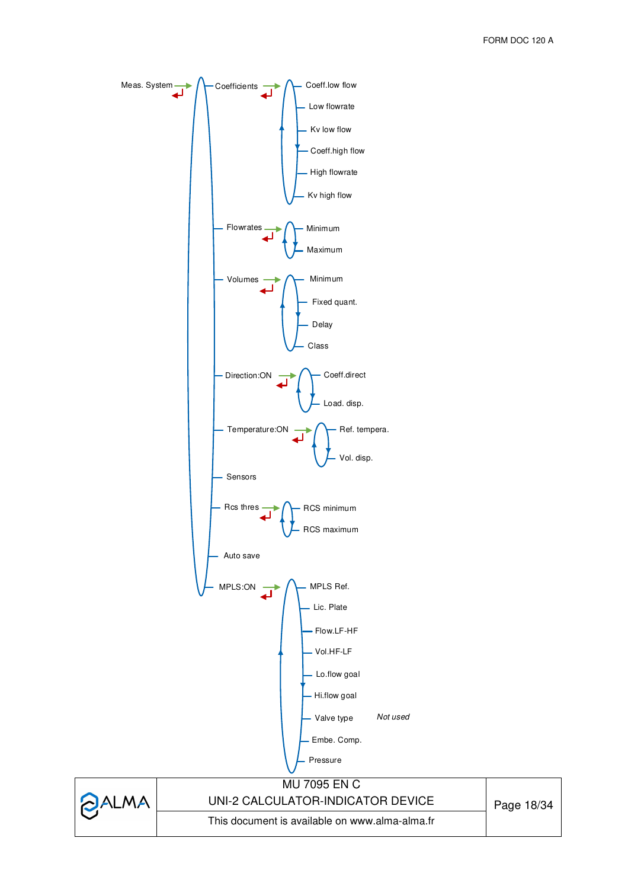Meas. System

- Coefficients
  - Coeff.low flow
  - Low flowrate
  - Kv low flow
  - Coeff.high flow
  - High flowrate
  - Kv high flow
- Flowrates
  - Minimum
  - Maximum
- Volumes
  - Minimum
  - Fixed quant.
  - Delay
  - Class
- Direction:ON
  - Coeff.direct
  - Load. disp.
- Temperature:ON
  - Ref. tempera.
  - Vol. disp.
- Sensors
- Rcs thres
  - RCS minimum
  - RCS maximum
- Auto save
- MPLS:ON
  - MPLS Ref.
  - Lic. Plate
  - Flow.LF-HF
  - Vol.HF-LF
  - Lo.flow goal
  - Hi.flow goal
  - Valve type *Not used*
  - Embe. Comp.
  - Pressure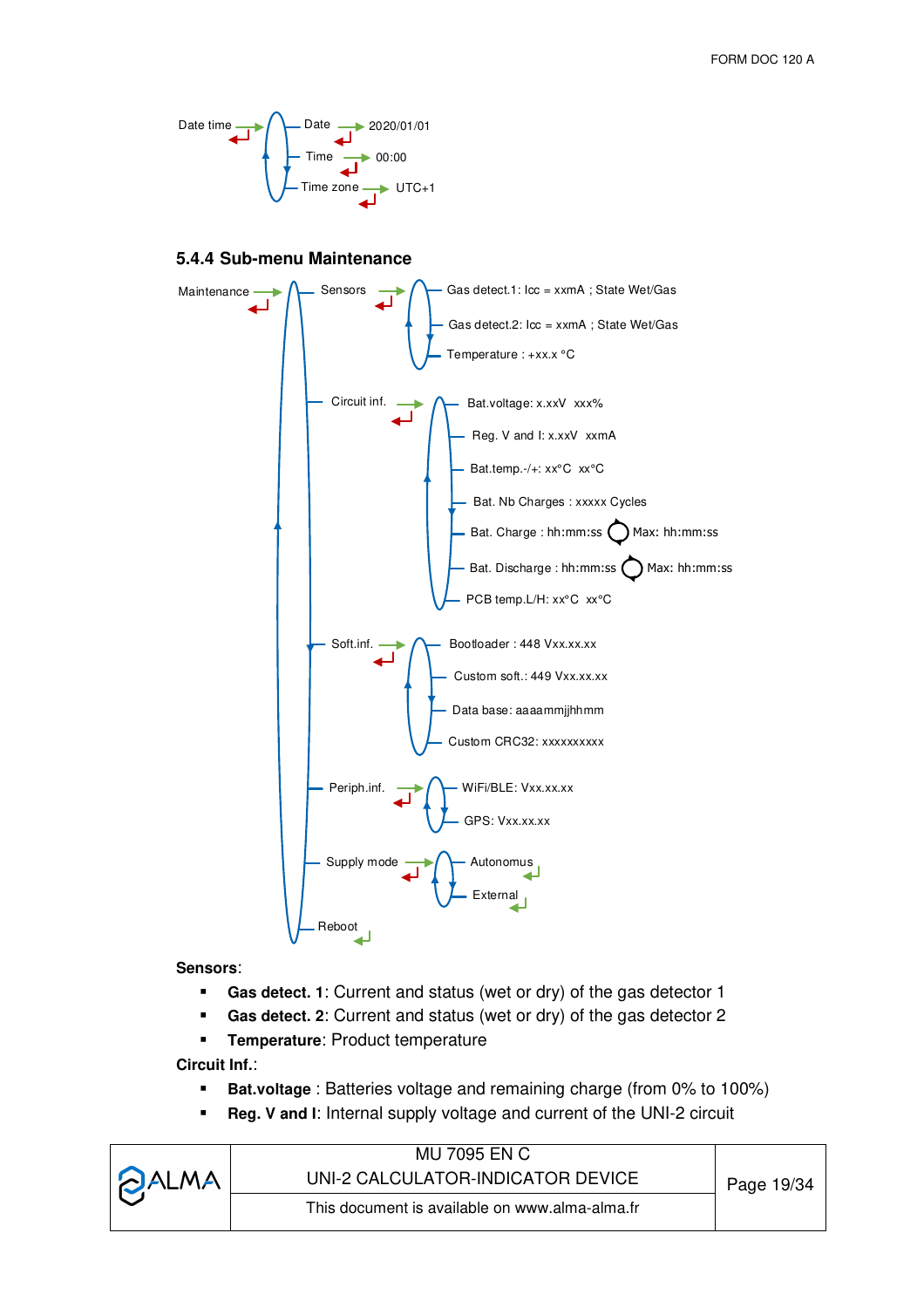Date time
Date → 2020/01/01
Time → 00:00
Time zone → UTC+1

### 5.4.4 Sub-menu Maintenance

Maintenance
Sensors → Gas detect.1: Icc = xxmA ; State Wet/Gas
Gas detect.2: Icc = xxmA ; State Wet/Gas
Temperature : +xx.x °C
Circuit inf. → Bat.voltage: x.xxV xxx%
Reg. V and I: x.xxV xxmA
Bat.temp.-/+: xx°C xx°C
Bat. Nb Charges : xxxxx Cycles
Bat. Charge : hh:mm:ss Max: hh:mm:ss
Bat. Discharge : hh:mm:ss Max: hh:mm:ss
PCB temp.L/H: xx°C xx°C
Soft.inf. → Bootloader : 448 Vxx.xx.xx
Custom soft.: 449 Vxx.xx.xx
Data base: aaaammjjhhmm
Custom CRC32: xxxxxxxxxx
Periph.inf. → WiFi/BLE: Vxx.xx.xx
GPS: Vxx.xx.xx
Supply mode → Autonomus
External
Reboot

**Sensors**:

- **Gas detect. 1**: Current and status (wet or dry) of the gas detector 1
- **Gas detect. 2**: Current and status (wet or dry) of the gas detector 2
- **Temperature**: Product temperature

**Circuit Inf.**:

- **Bat.voltage** : Batteries voltage and remaining charge (from 0% to 100%)
- **Reg. V and I**: Internal supply voltage and current of the UNI-2 circuit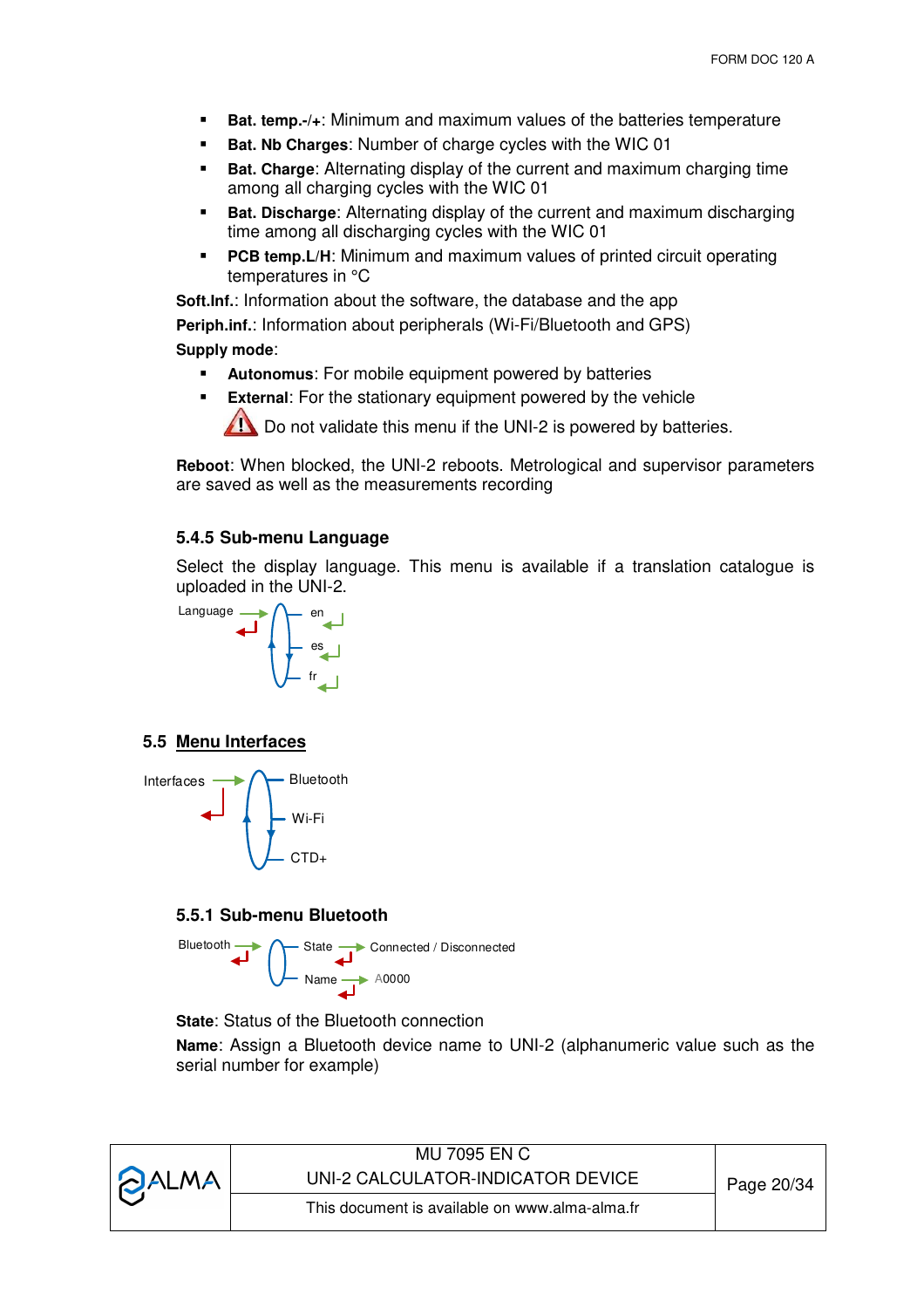- **Bat. temp.-/+**: Minimum and maximum values of the batteries temperature
- **Bat. Nb Charges**: Number of charge cycles with the WIC 01
- **Bat. Charge**: Alternating display of the current and maximum charging time among all charging cycles with the WIC 01
- **Bat. Discharge**: Alternating display of the current and maximum discharging time among all discharging cycles with the WIC 01
- **PCB temp.L/H**: Minimum and maximum values of printed circuit operating temperatures in °C

**Soft.Inf.**: Information about the software, the database and the app

**Periph.inf.**: Information about peripherals (Wi-Fi/Bluetooth and GPS)

**Supply mode**:

- **Autonomus**: For mobile equipment powered by batteries
- **External**: For the stationary equipment powered by the vehicle

⚠ Do not validate this menu if the UNI-2 is powered by batteries.

**Reboot**: When blocked, the UNI-2 reboots. Metrological and supervisor parameters are saved as well as the measurements recording

### 5.4.5 Sub-menu Language

Select the display language. This menu is available if a translation catalogue is uploaded in the UNI-2.

Language
en
es
fr

## 5.5 Menu Interfaces

Interfaces
Bluetooth
Wi-Fi
CTD+

### 5.5.1 Sub-menu Bluetooth

Bluetooth
State
Connected / Disconnected
Name
A0000

**State**: Status of the Bluetooth connection

**Name**: Assign a Bluetooth device name to UNI-2 (alphanumeric value such as the serial number for example)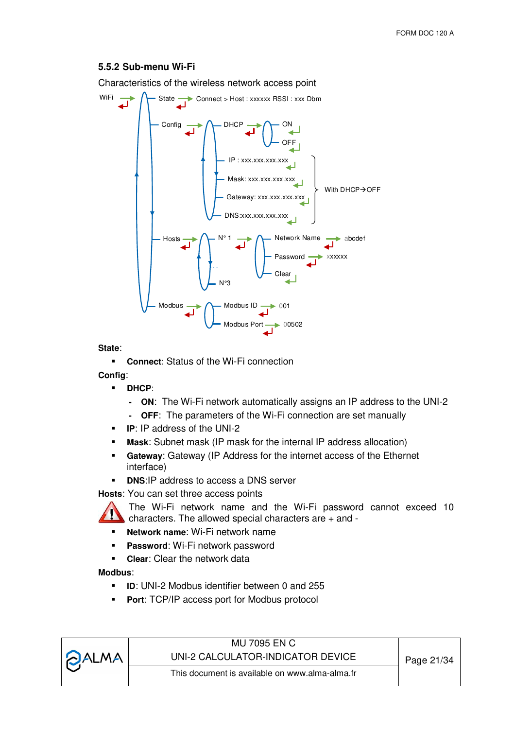### 5.5.2 Sub-menu Wi-Fi

Characteristics of the wireless network access point

WiFi → State → Connect > Host : xxxxxx RSSI : xxx Dbm

Config → DHCP → ON / OFF

IP : xxx.xxx.xxx.xxx

Mask: xxx.xxx.xxx.xxx

Gateway: xxx.xxx.xxx.xxx

DNS:xxx.xxx.xxx.xxx

With DHCP→OFF

Hosts → N° 1 … N°3 → Network Name → abcdef

Password → xxxxxx

Clear

Modbus → Modbus ID → 001

Modbus Port → 00502

**State**:

- **Connect**: Status of the Wi-Fi connection

**Config**:

- **DHCP**:
  - **ON**: The Wi-Fi network automatically assigns an IP address to the UNI-2
  - **OFF**: The parameters of the Wi-Fi connection are set manually
- **IP**: IP address of the UNI-2
- **Mask**: Subnet mask (IP mask for the internal IP address allocation)
- **Gateway**: Gateway (IP Address for the internet access of the Ethernet interface)
- **DNS**:IP address to access a DNS server

**Hosts**: You can set three access points

⚠ The Wi-Fi network name and the Wi-Fi password cannot exceed 10 characters. The allowed special characters are + and -

- **Network name**: Wi-Fi network name
- **Password**: Wi-Fi network password
- **Clear**: Clear the network data

**Modbus**:

- **ID**: UNI-2 Modbus identifier between 0 and 255
- **Port**: TCP/IP access port for Modbus protocol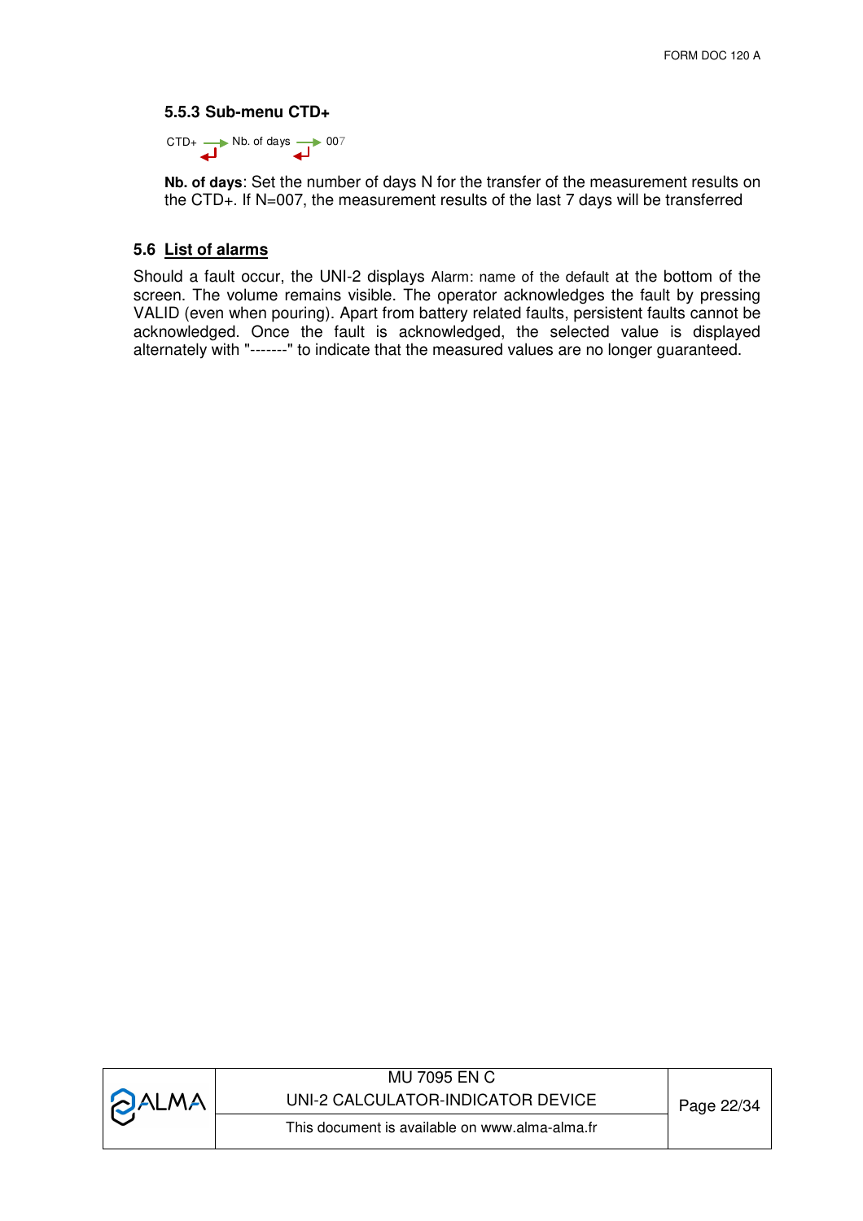### 5.5.3 Sub-menu CTD+

CTD+ → Nb. of days → 007

**Nb. of days**: Set the number of days N for the transfer of the measurement results on the CTD+. If N=007, the measurement results of the last 7 days will be transferred

## 5.6 List of alarms

Should a fault occur, the UNI-2 displays Alarm: name of the default at the bottom of the screen. The volume remains visible. The operator acknowledges the fault by pressing VALID (even when pouring). Apart from battery related faults, persistent faults cannot be acknowledged. Once the fault is acknowledged, the selected value is displayed alternately with "-------" to indicate that the measured values are no longer guaranteed.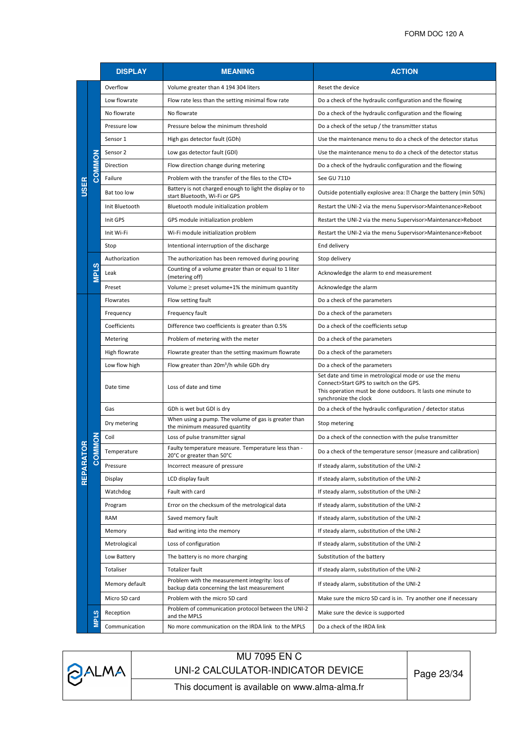| | | DISPLAY | MEANING | ACTION |
|---|---|---|---|---|
| USER | COMMON | Overflow | Volume greater than 4 194 304 liters | Reset the device |
| | | Low flowrate | Flow rate less than the setting minimal flow rate | Do a check of the hydraulic configuration and the flowing |
| | | No flowrate | No flowrate | Do a check of the hydraulic configuration and the flowing |
| | | Pressure low | Pressure below the minimum threshold | Do a check of the setup / the transmitter status |
| | | Sensor 1 | High gas detector fault (GDh) | Use the maintenance menu to do a check of the detector status |
| | | Sensor 2 | Low gas detector fault (GDl) | Use the maintenance menu to do a check of the detector status |
| | | Direction | Flow direction change during metering | Do a check of the hydraulic configuration and the flowing |
| | | Failure | Problem with the transfer of the files to the CTD+ | See GU 7110 |
| | | Bat too low | Battery is not charged enough to light the display or to start Bluetooth, Wi-Fi or GPS | Outside potentially explosive area: Charge the battery (min 50%) |
| | | Init Bluetooth | Bluetooth module initialization problem | Restart the UNI-2 via the menu Supervisor>Maintenance>Reboot |
| | | Init GPS | GPS module initialization problem | Restart the UNI-2 via the menu Supervisor>Maintenance>Reboot |
| | | Init Wi-Fi | Wi-Fi module initialization problem | Restart the UNI-2 via the menu Supervisor>Maintenance>Reboot |
| | | Stop | Intentional interruption of the discharge | End delivery |
| | MPLS | Authorization | The authorization has been removed during pouring | Stop delivery |
| | | Leak | Counting of a volume greater than or equal to 1 liter (metering off) | Acknowledge the alarm to end measurement |
| | | Preset | Volume ≥ preset volume+1% the minimum quantity | Acknowledge the alarm |
| REPARATOR | COMMON | Flowrates | Flow setting fault | Do a check of the parameters |
| | | Frequency | Frequency fault | Do a check of the parameters |
| | | Coefficients | Difference two coefficients is greater than 0.5% | Do a check of the coefficients setup |
| | | Metering | Problem of metering with the meter | Do a check of the parameters |
| | | High flowrate | Flowrate greater than the setting maximum flowrate | Do a check of the parameters |
| | | Low flow high | Flow greater than 20m³/h while GDh dry | Do a check of the parameters |
| | | Date time | Loss of date and time | Set date and time in metrological mode or use the menu Connect>Start GPS to switch on the GPS. This operation must be done outdoors. It lasts one minute to synchronize the clock |
| | | Gas | GDh is wet but GDl is dry | Do a check of the hydraulic configuration / detector status |
| | | Dry metering | When using a pump. The volume of gas is greater than the minimum measured quantity | Stop metering |
| | | Coil | Loss of pulse transmitter signal | Do a check of the connection with the pulse transmitter |
| | | Temperature | Faulty temperature measure. Temperature less than -20°C or greater than 50°C | Do a check of the temperature sensor (measure and calibration) |
| | | Pressure | Incorrect measure of pressure | If steady alarm, substitution of the UNI-2 |
| | | Display | LCD display fault | If steady alarm, substitution of the UNI-2 |
| | | Watchdog | Fault with card | If steady alarm, substitution of the UNI-2 |
| | | Program | Error on the checksum of the metrological data | If steady alarm, substitution of the UNI-2 |
| | | RAM | Saved memory fault | If steady alarm, substitution of the UNI-2 |
| | | Memory | Bad writing into the memory | If steady alarm, substitution of the UNI-2 |
| | | Metrological | Loss of configuration | If steady alarm, substitution of the UNI-2 |
| | | Low Battery | The battery is no more charging | Substitution of the battery |
| | | Totaliser | Totalizer fault | If steady alarm, substitution of the UNI-2 |
| | | Memory default | Problem with the measurement integrity: loss of backup data concerning the last measurement | If steady alarm, substitution of the UNI-2 |
| | | Micro SD card | Problem with the micro SD card | Make sure the micro SD card is in. Try another one if necessary |
| | MPLS | Reception | Problem of communication protocol between the UNI-2 and the MPLS | Make sure the device is supported |
| | | Communication | No more communication on the IRDA link to the MPLS | Do a check of the IRDA link |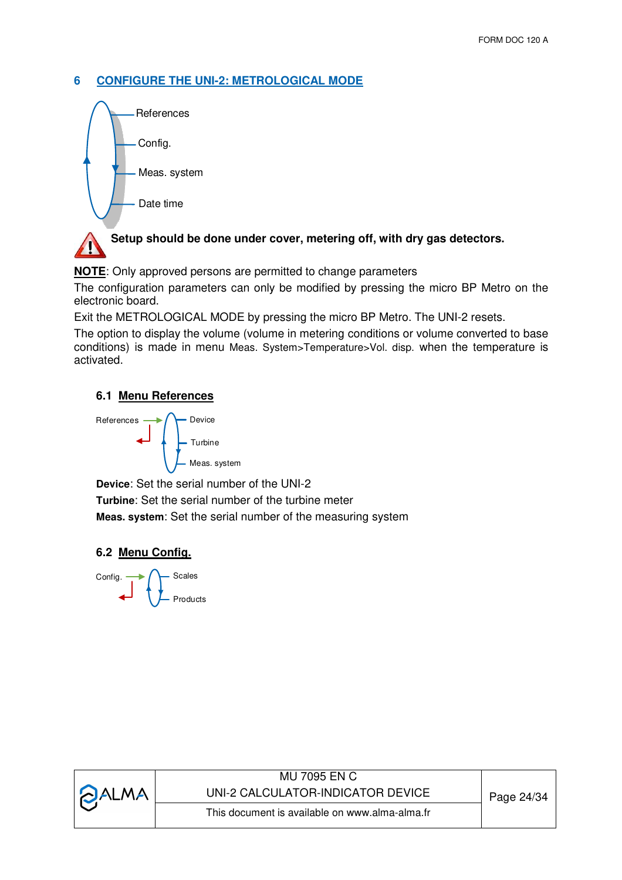# 6 CONFIGURE THE UNI-2: METROLOGICAL MODE

References

Config.

Meas. system

Date time

**Setup should be done under cover, metering off, with dry gas detectors.**

**NOTE**: Only approved persons are permitted to change parameters

The configuration parameters can only be modified by pressing the micro BP Metro on the electronic board.

Exit the METROLOGICAL MODE by pressing the micro BP Metro. The UNI-2 resets.

The option to display the volume (volume in metering conditions or volume converted to base conditions) is made in menu Meas. System>Temperature>Vol. disp. when the temperature is activated.

## 6.1 Menu References

References

Device

Turbine

Meas. system

**Device**: Set the serial number of the UNI-2

**Turbine**: Set the serial number of the turbine meter

**Meas. system**: Set the serial number of the measuring system

## 6.2 Menu Config.

Config.

Scales

Products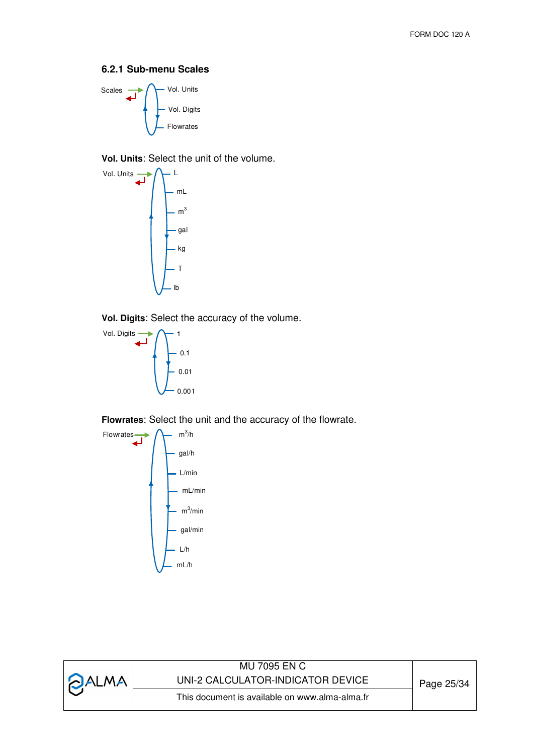### 6.2.1 Sub-menu Scales

Scales
Vol. Units
Vol. Digits
Flowrates

**Vol. Units**: Select the unit of the volume.

Vol. Units
L
mL
$m^3$
gal
kg
T
lb

**Vol. Digits**: Select the accuracy of the volume.

Vol. Digits
1
0.1
0.01
0.001

**Flowrates**: Select the unit and the accuracy of the flowrate.

Flowrates
$m^3$/h
gal/h
L/min
mL/min
$m^3$/min
gal/min
L/h
mL/h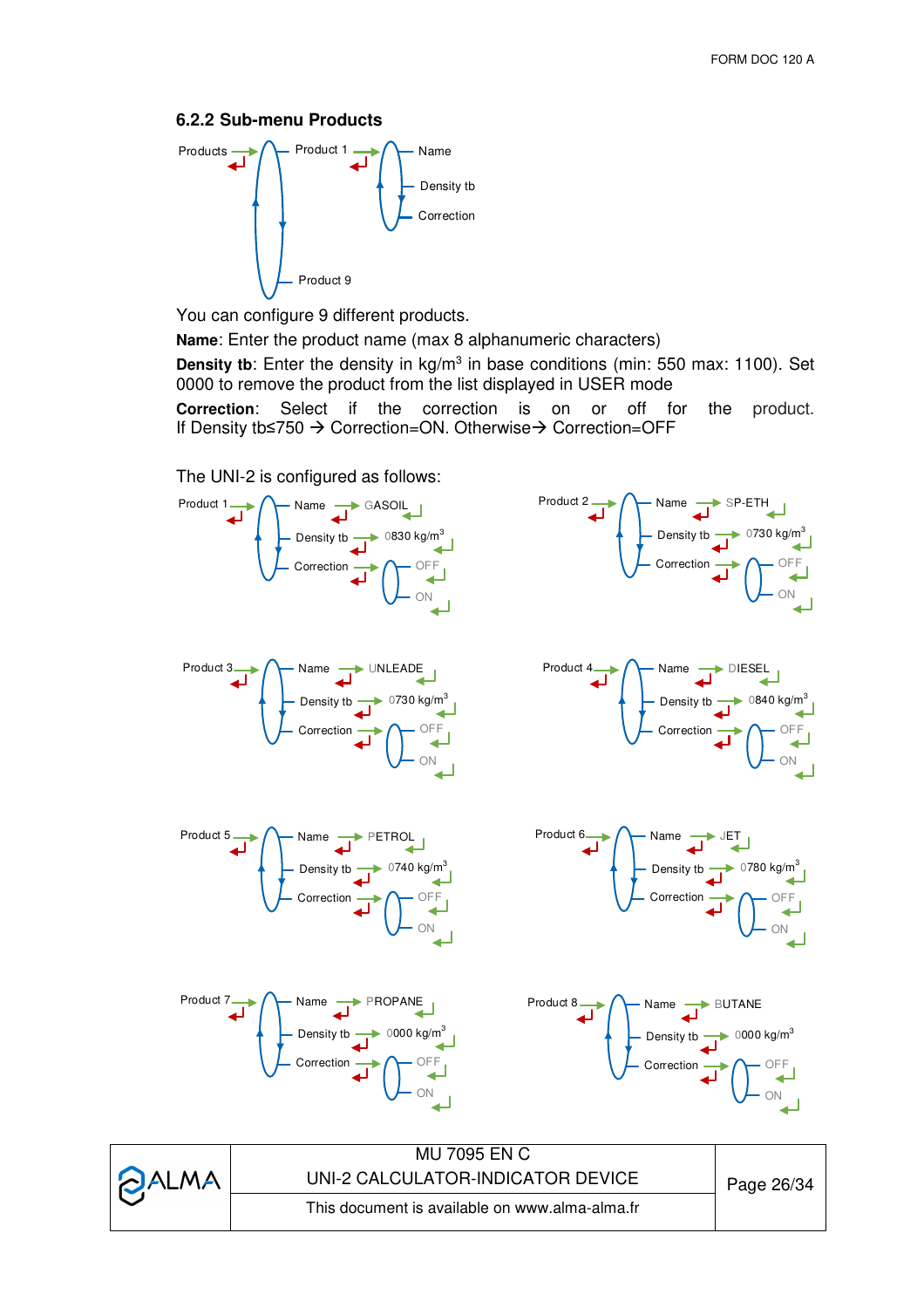### 6.2.2 Sub-menu Products

Products → Product 1 … Product 9

Product 1 → Name, Density tb, Correction

You can configure 9 different products.

**Name**: Enter the product name (max 8 alphanumeric characters)

**Density tb**: Enter the density in kg/m$^3$ in base conditions (min: 550 max: 1100). Set 0000 to remove the product from the list displayed in USER mode

**Correction**: Select if the correction is on or off for the product. If Density tb≤750 → Correction=ON. Otherwise→ Correction=OFF

The UNI-2 is configured as follows:

| Product | Name | Density tb | Correction |
| --- | --- | --- | --- |
| Product 1 | GASOIL | 0830 kg/m$^3$ | OFF / ON |
| Product 2 | SP-ETH | 0730 kg/m$^3$ | OFF / ON |
| Product 3 | UNLEADE | 0730 kg/m$^3$ | OFF / ON |
| Product 4 | DIESEL | 0840 kg/m$^3$ | OFF / ON |
| Product 5 | PETROL | 0740 kg/m$^3$ | OFF / ON |
| Product 6 | JET | 0780 kg/m$^3$ | OFF / ON |
| Product 7 | PROPANE | 0000 kg/m$^3$ | OFF / ON |
| Product 8 | BUTANE | 0000 kg/m$^3$ | OFF / ON |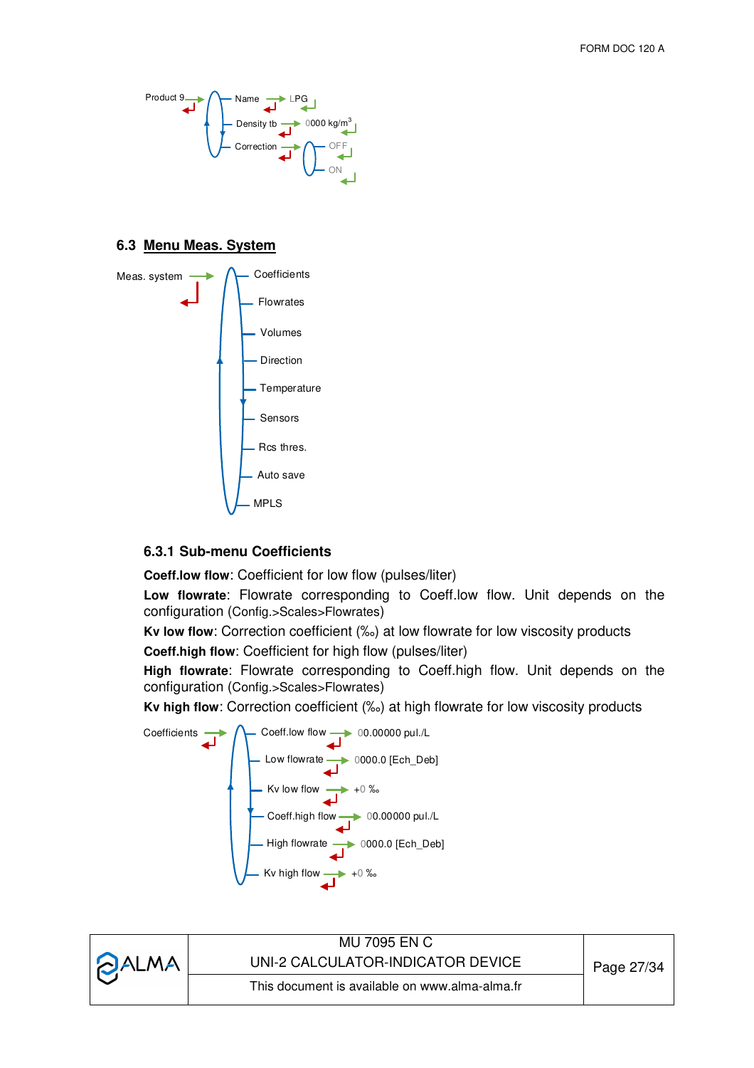Product 9 → Name → LPG
Density tb → 0000 kg/m3
Correction → OFF / ON

## 6.3 Menu Meas. System

Meas. system →
Coefficients
Flowrates
Volumes
Direction
Temperature
Sensors
Rcs thres.
Auto save
MPLS

### 6.3.1 Sub-menu Coefficients

**Coeff.low flow**: Coefficient for low flow (pulses/liter)

**Low flowrate**: Flowrate corresponding to Coeff.low flow. Unit depends on the configuration (Config.>Scales>Flowrates)

**Kv low flow**: Correction coefficient (‰) at low flowrate for low viscosity products

**Coeff.high flow**: Coefficient for high flow (pulses/liter)

**High flowrate**: Flowrate corresponding to Coeff.high flow. Unit depends on the configuration (Config.>Scales>Flowrates)

**Kv high flow**: Correction coefficient (‰) at high flowrate for low viscosity products

Coefficients →
Coeff.low flow → 00.00000 pul./L
Low flowrate → 0000.0 [Ech_Deb]
Kv low flow → +0 ‰
Coeff.high flow → 00.00000 pul./L
High flowrate → 0000.0 [Ech_Deb]
Kv high flow → +0 ‰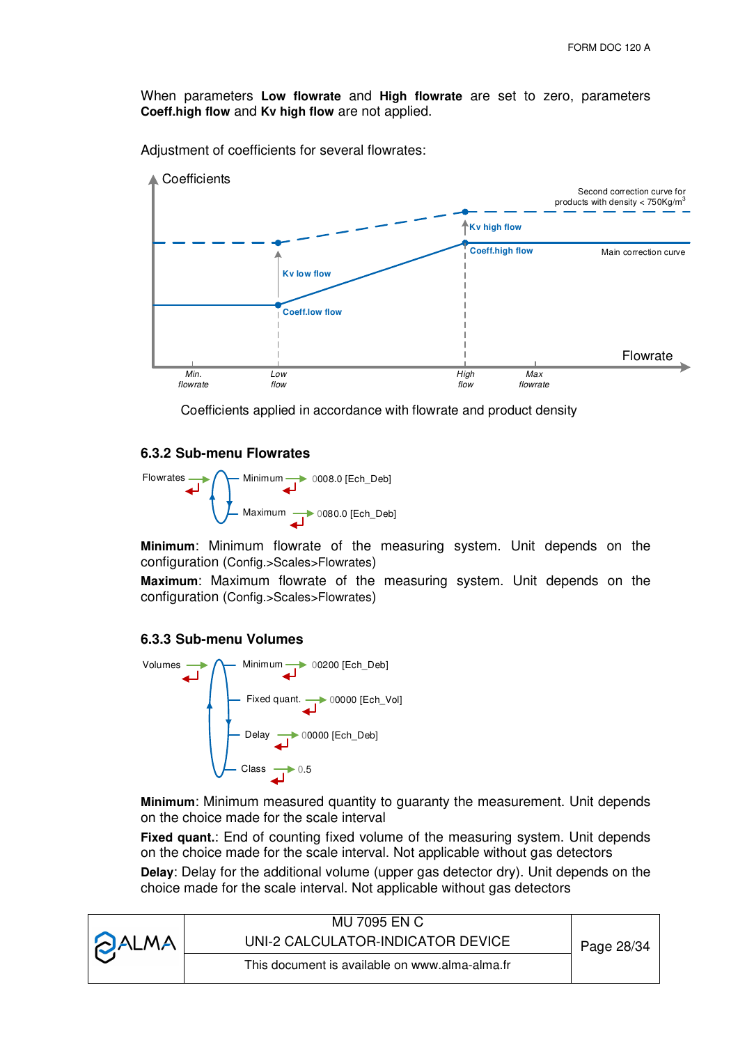When parameters **Low flowrate** and **High flowrate** are set to zero, parameters **Coeff.high flow** and **Kv high flow** are not applied.

Adjustment of coefficients for several flowrates:

Coefficients

Second correction curve for products with density < 750Kg/m³

Kv high flow

Coeff.high flow

Main correction curve

Kv low flow

Coeff.low flow

Flowrate

Min. flowrate

Low flow

High flow

Max flowrate

Coefficients applied in accordance with flowrate and product density

### 6.3.2 Sub-menu Flowrates

Flowrates

Minimum → 0008.0 [Ech_Deb]

Maximum → 0080.0 [Ech_Deb]

**Minimum**: Minimum flowrate of the measuring system. Unit depends on the configuration (Config.>Scales>Flowrates)

**Maximum**: Maximum flowrate of the measuring system. Unit depends on the configuration (Config.>Scales>Flowrates)

### 6.3.3 Sub-menu Volumes

Volumes

Minimum → 00200 [Ech_Deb]

Fixed quant. → 00000 [Ech_Vol]

Delay → 00000 [Ech_Deb]

Class → 0.5

**Minimum**: Minimum measured quantity to guaranty the measurement. Unit depends on the choice made for the scale interval

**Fixed quant.**: End of counting fixed volume of the measuring system. Unit depends on the choice made for the scale interval. Not applicable without gas detectors

**Delay**: Delay for the additional volume (upper gas detector dry). Unit depends on the choice made for the scale interval. Not applicable without gas detectors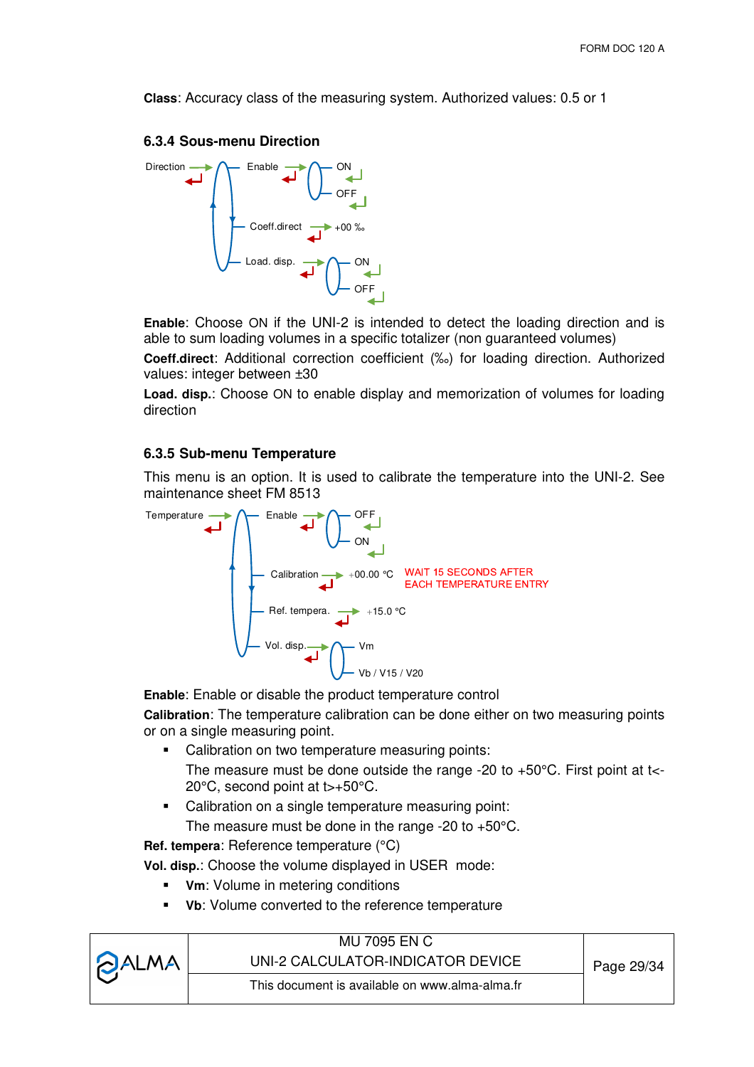**Class**: Accuracy class of the measuring system. Authorized values: 0.5 or 1

### 6.3.4 Sous-menu Direction

Direction
Enable
ON
OFF
Coeff.direct
+00 ‰
Load. disp.
ON
OFF

**Enable**: Choose ON if the UNI-2 is intended to detect the loading direction and is able to sum loading volumes in a specific totalizer (non guaranteed volumes)

**Coeff.direct**: Additional correction coefficient (‰) for loading direction. Authorized values: integer between ±30

**Load. disp.**: Choose ON to enable display and memorization of volumes for loading direction

### 6.3.5 Sub-menu Temperature

This menu is an option. It is used to calibrate the temperature into the UNI-2. See maintenance sheet FM 8513

Temperature
Enable
OFF
ON
Calibration
+00.00 °C
WAIT 15 SECONDS AFTER EACH TEMPERATURE ENTRY
Ref. tempera.
+15.0 °C
Vol. disp.
Vm
Vb / V15 / V20

**Enable**: Enable or disable the product temperature control

**Calibration**: The temperature calibration can be done either on two measuring points or on a single measuring point.

- Calibration on two temperature measuring points:
  The measure must be done outside the range -20 to +50°C. First point at t<-20°C, second point at t>+50°C.
- Calibration on a single temperature measuring point:
  The measure must be done in the range -20 to +50°C.

**Ref. tempera**: Reference temperature (°C)

**Vol. disp.**: Choose the volume displayed in USER mode:

- **Vm**: Volume in metering conditions
- **Vb**: Volume converted to the reference temperature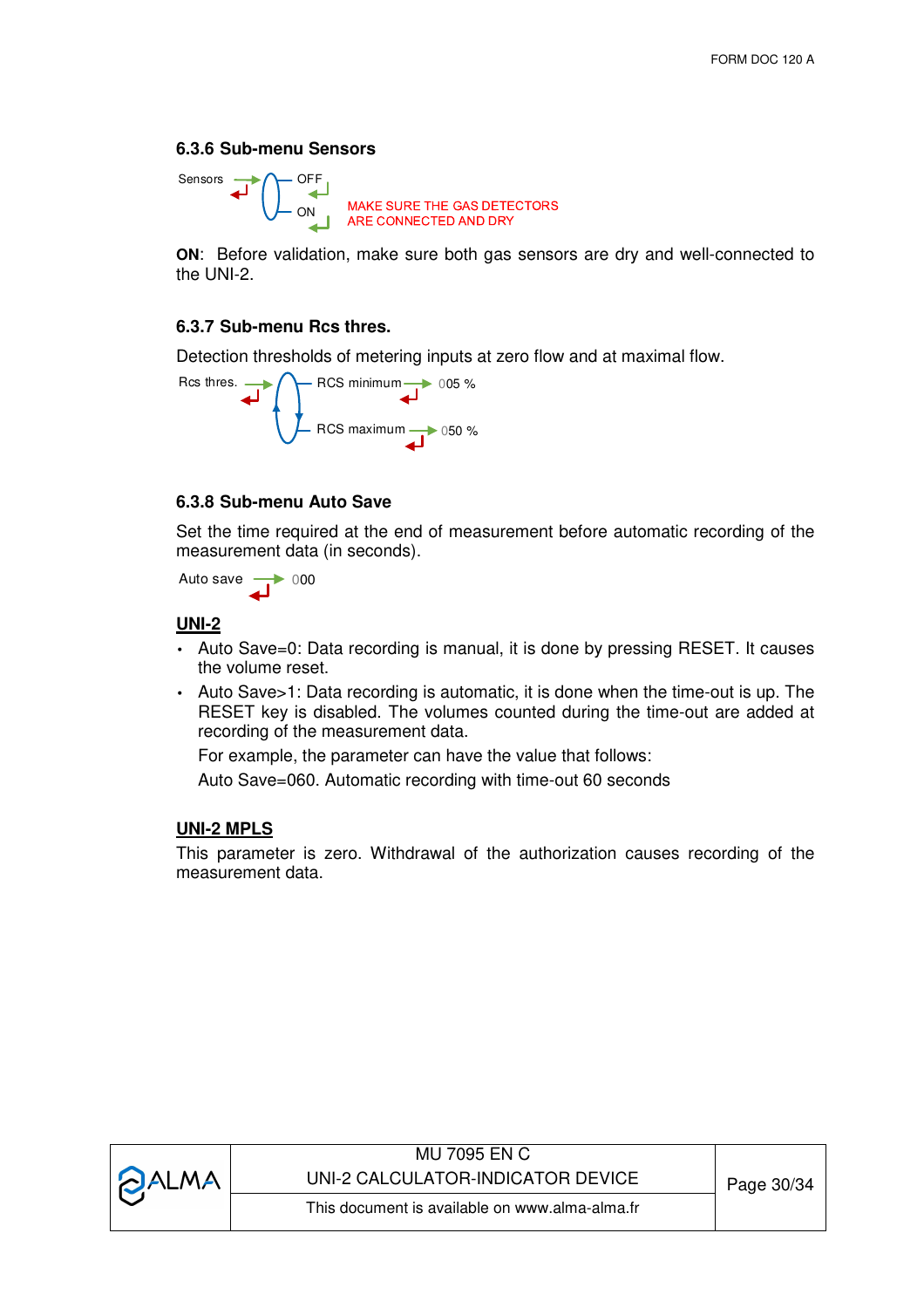### 6.3.6 Sub-menu Sensors

Sensors

OFF

ON

MAKE SURE THE GAS DETECTORS ARE CONNECTED AND DRY

**ON**: Before validation, make sure both gas sensors are dry and well-connected to the UNI-2.

### 6.3.7 Sub-menu Rcs thres.

Detection thresholds of metering inputs at zero flow and at maximal flow.

Rcs thres.

RCS minimum → 005 %

RCS maximum → 050 %

### 6.3.8 Sub-menu Auto Save

Set the time required at the end of measurement before automatic recording of the measurement data (in seconds).

Auto save → 000

**UNI-2**

- Auto Save=0: Data recording is manual, it is done by pressing RESET. It causes the volume reset.
- Auto Save>1: Data recording is automatic, it is done when the time-out is up. The RESET key is disabled. The volumes counted during the time-out are added at recording of the measurement data.

  For example, the parameter can have the value that follows:

  Auto Save=060. Automatic recording with time-out 60 seconds

**UNI-2 MPLS**

This parameter is zero. Withdrawal of the authorization causes recording of the measurement data.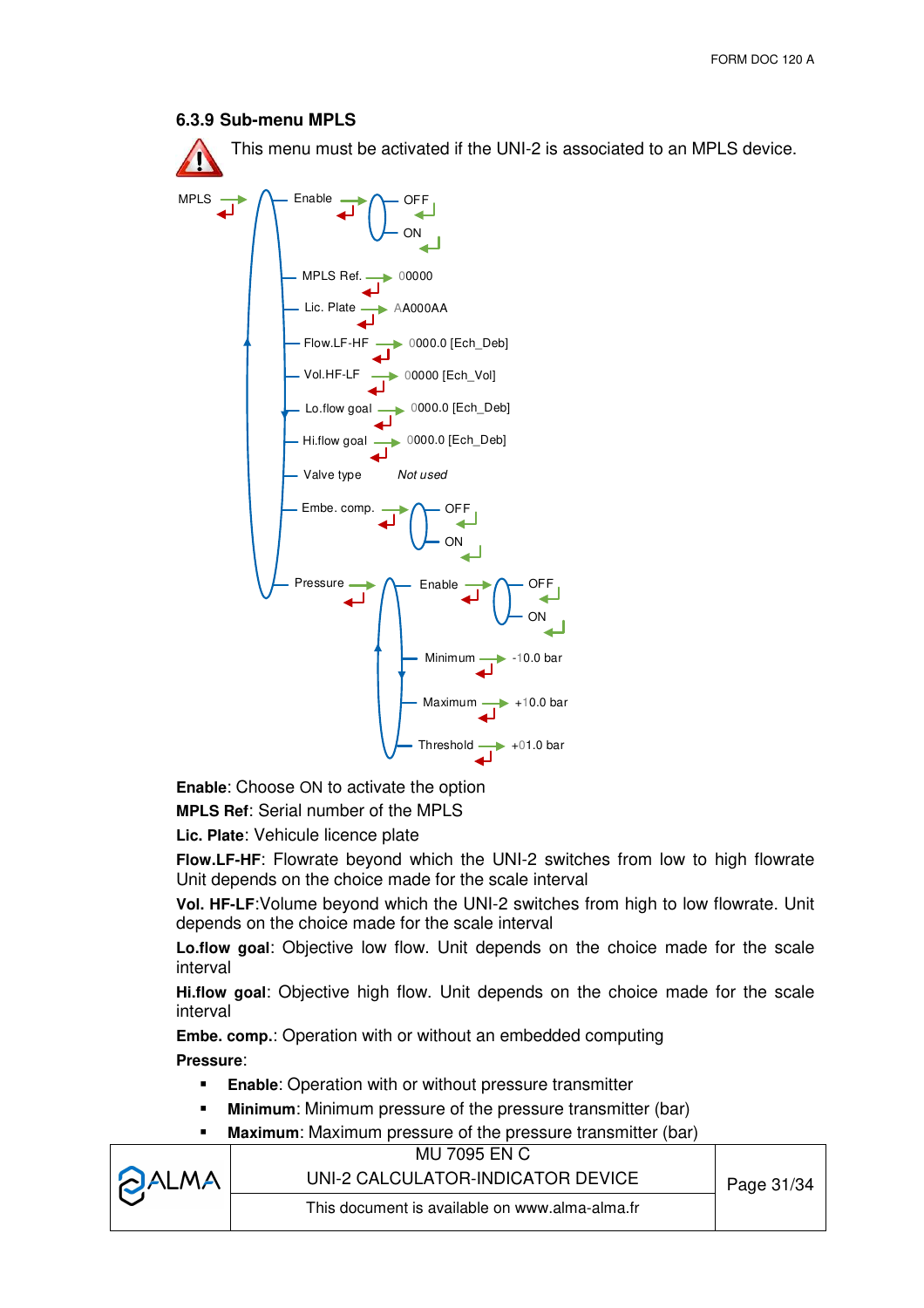### 6.3.9 Sub-menu MPLS

This menu must be activated if the UNI-2 is associated to an MPLS device.

MPLS

Enable — OFF / ON

MPLS Ref. — 00000

Lic. Plate — AA000AA

Flow.LF-HF — 0000.0 [Ech_Deb]

Vol.HF-LF — 00000 [Ech_Vol]

Lo.flow goal — 0000.0 [Ech_Deb]

Hi.flow goal — 0000.0 [Ech_Deb]

Valve type — *Not used*

Embe. comp. — OFF / ON

Pressure — Enable — OFF / ON

Minimum — -10.0 bar

Maximum — +10.0 bar

Threshold — +01.0 bar

**Enable**: Choose ON to activate the option

**MPLS Ref**: Serial number of the MPLS

**Lic. Plate**: Vehicule licence plate

**Flow.LF-HF**: Flowrate beyond which the UNI-2 switches from low to high flowrate Unit depends on the choice made for the scale interval

**Vol. HF-LF**:Volume beyond which the UNI-2 switches from high to low flowrate. Unit depends on the choice made for the scale interval

**Lo.flow goal**: Objective low flow. Unit depends on the choice made for the scale interval

**Hi.flow goal**: Objective high flow. Unit depends on the choice made for the scale interval

**Embe. comp.**: Operation with or without an embedded computing

**Pressure**:

- **Enable**: Operation with or without pressure transmitter
- **Minimum**: Minimum pressure of the pressure transmitter (bar)
- **Maximum**: Maximum pressure of the pressure transmitter (bar)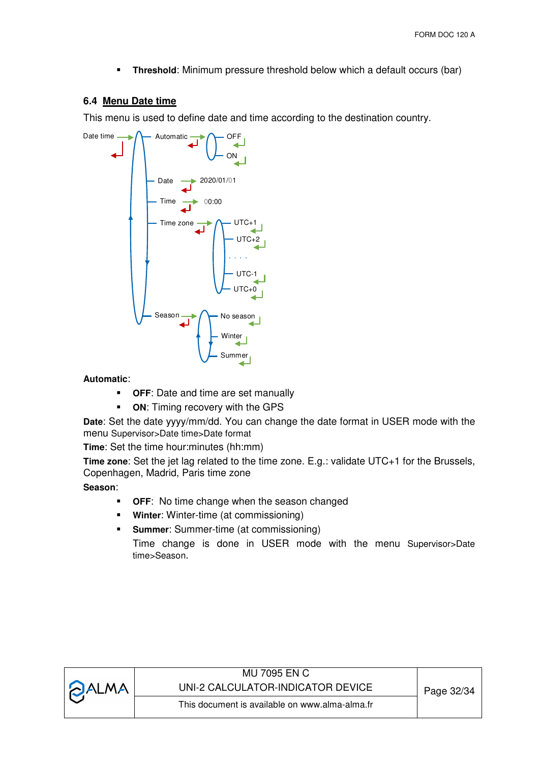- **Threshold**: Minimum pressure threshold below which a default occurs (bar)

## 6.4 Menu Date time

This menu is used to define date and time according to the destination country.

Date time
Automatic
OFF
ON
Date
2020/01/01
Time
00:00
Time zone
UTC+1
UTC+2
. . . .
UTC-1
UTC+0
Season
No season
Winter
Summer

**Automatic**:

- **OFF**: Date and time are set manually
- **ON**: Timing recovery with the GPS

**Date**: Set the date yyyy/mm/dd. You can change the date format in USER mode with the menu Supervisor>Date time>Date format

**Time**: Set the time hour:minutes (hh:mm)

**Time zone**: Set the jet lag related to the time zone. E.g.: validate UTC+1 for the Brussels, Copenhagen, Madrid, Paris time zone

**Season**:

- **OFF**: No time change when the season changed
- **Winter**: Winter-time (at commissioning)
- **Summer**: Summer-time (at commissioning)
  Time change is done in USER mode with the menu Supervisor>Date time>Season.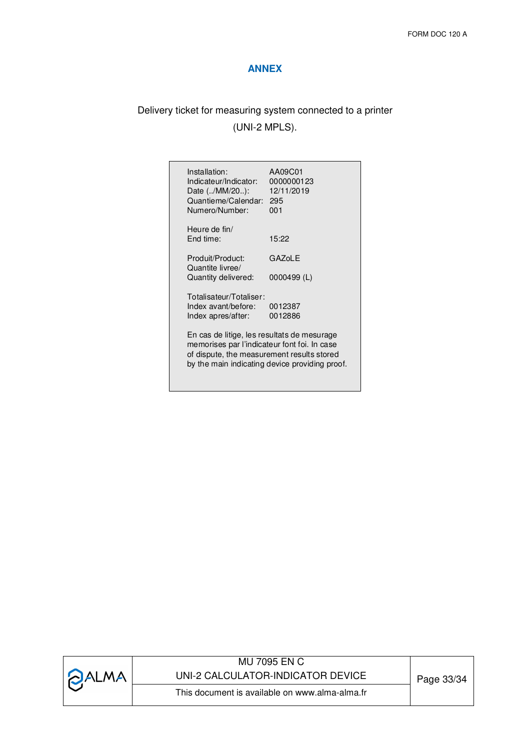## ANNEX

Delivery ticket for measuring system connected to a printer (UNI-2 MPLS).

```
Installation:          AA09C01
Indicateur/Indicator:  0000000123
Date (../MM/20..):     12/11/2019
Quantieme/Calendar:    295
Numero/Number:         001

Heure de fin/
End time:              15:22

Produit/Product:       GAZoLE
Quantite livree/
Quantity delivered:    0000499 (L)

Totalisateur/Totaliser:
Index avant/before:    0012387
Index apres/after:     0012886

En cas de litige, les resultats de mesurage
memorises par l'indicateur font foi. In case
of dispute, the measurement results stored
by the main indicating device providing proof.
```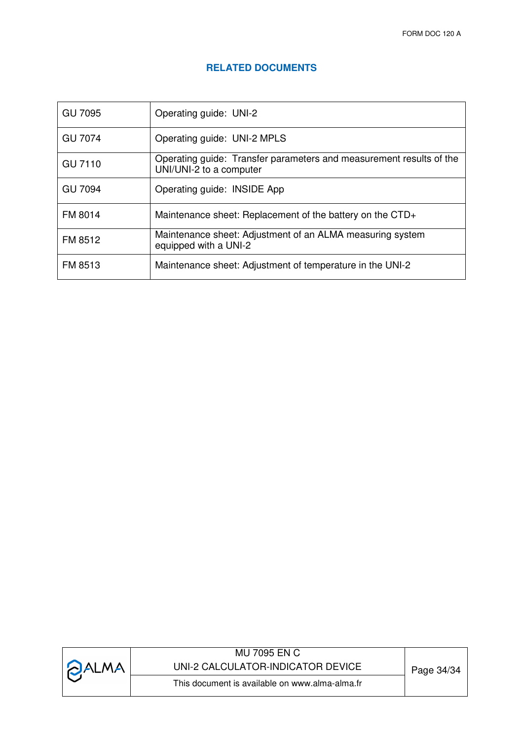## RELATED DOCUMENTS

| | |
|---|---|
| GU 7095 | Operating guide: UNI-2 |
| GU 7074 | Operating guide: UNI-2 MPLS |
| GU 7110 | Operating guide: Transfer parameters and measurement results of the UNI/UNI-2 to a computer |
| GU 7094 | Operating guide: INSIDE App |
| FM 8014 | Maintenance sheet: Replacement of the battery on the CTD+ |
| FM 8512 | Maintenance sheet: Adjustment of an ALMA measuring system equipped with a UNI-2 |
| FM 8513 | Maintenance sheet: Adjustment of temperature in the UNI-2 |